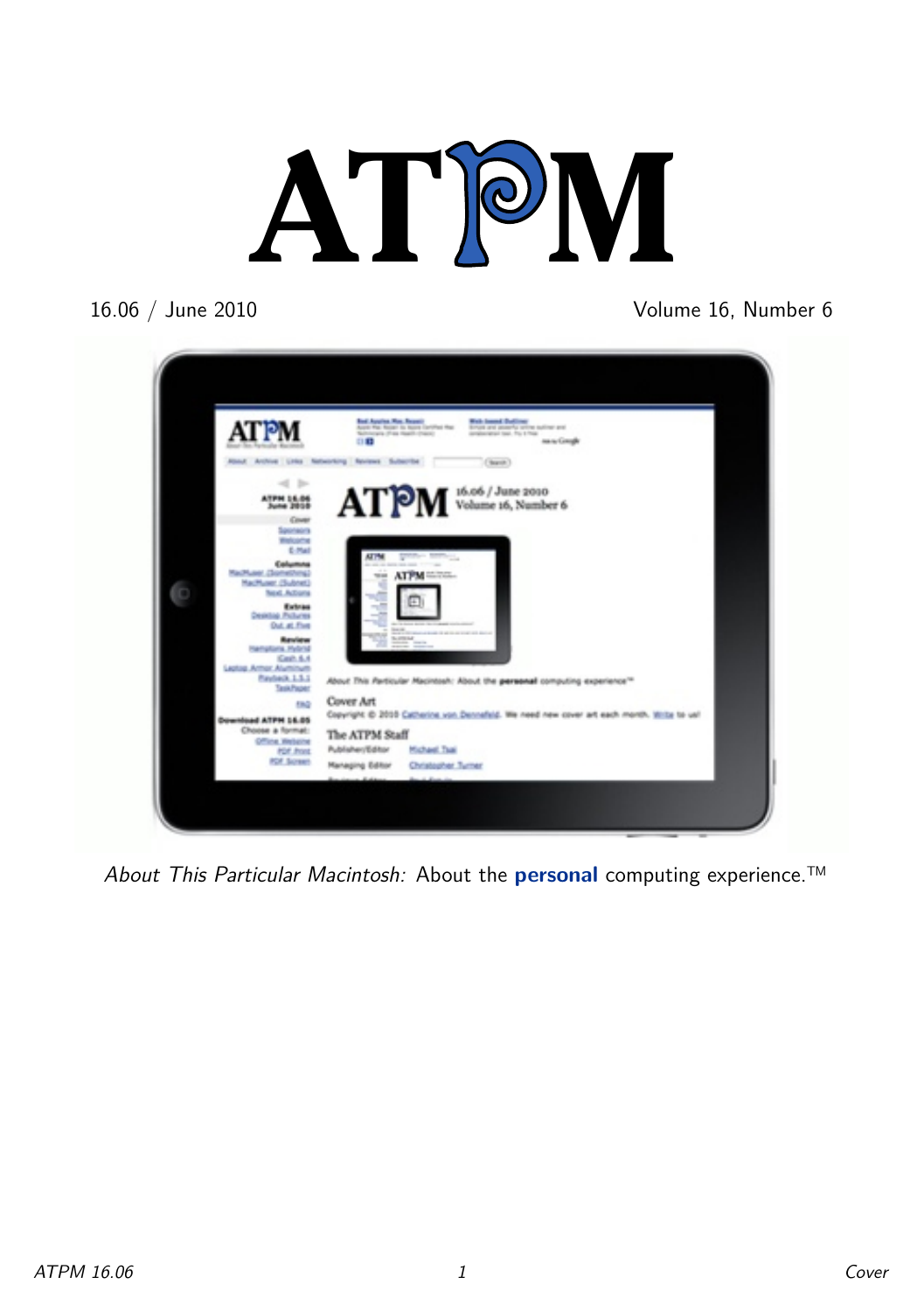# ATPM

16.06 / June 2010

Volume 16, Number 6

*About This Particular Macintosh:* About the **personal** computing experience.™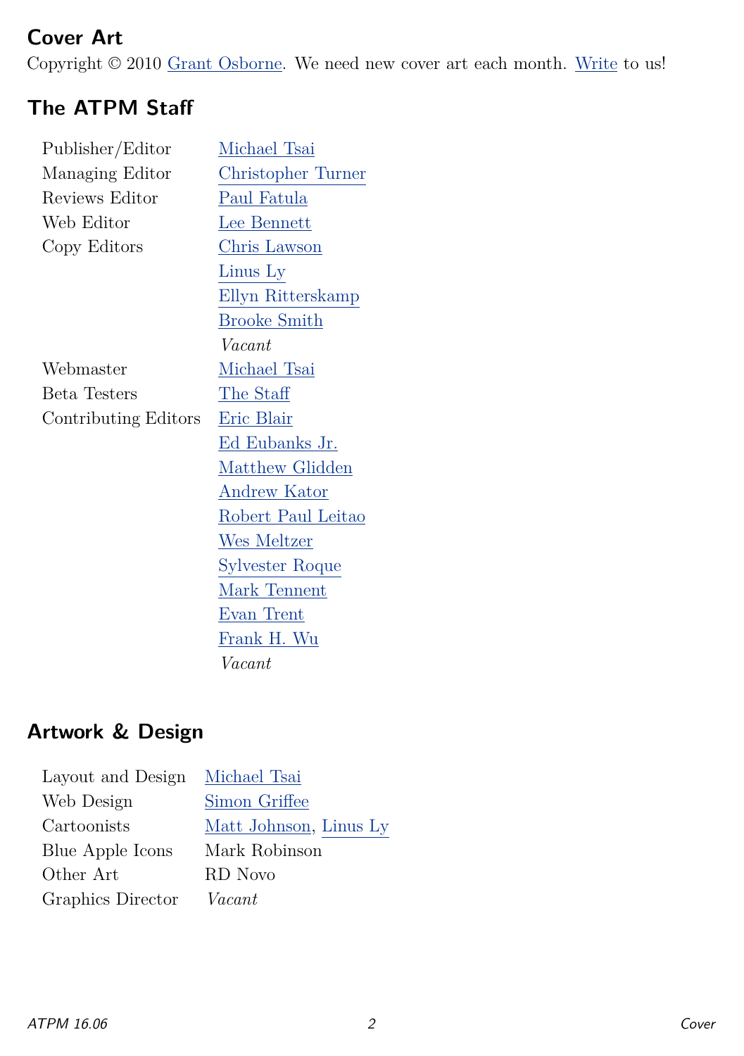## Cover Art

Copyright © 2010 Grant Osborne. We need new cover art each month. Write to us!

## The ATPM Staff

| | |
|---|---|
| Publisher/Editor | Michael Tsai |
| Managing Editor | Christopher Turner |
| Reviews Editor | Paul Fatula |
| Web Editor | Lee Bennett |
| Copy Editors | Chris Lawson |
| | Linus Ly |
| | Ellyn Ritterskamp |
| | Brooke Smith |
| | *Vacant* |
| Webmaster | Michael Tsai |
| Beta Testers | The Staff |
| Contributing Editors | Eric Blair |
| | Ed Eubanks Jr. |
| | Matthew Glidden |
| | Andrew Kator |
| | Robert Paul Leitao |
| | Wes Meltzer |
| | Sylvester Roque |
| | Mark Tennent |
| | Evan Trent |
| | Frank H. Wu |
| | *Vacant* |

## Artwork & Design

| | |
|---|---|
| Layout and Design | Michael Tsai |
| Web Design | Simon Griffee |
| Cartoonists | Matt Johnson, Linus Ly |
| Blue Apple Icons | Mark Robinson |
| Other Art | RD Novo |
| Graphics Director | *Vacant* |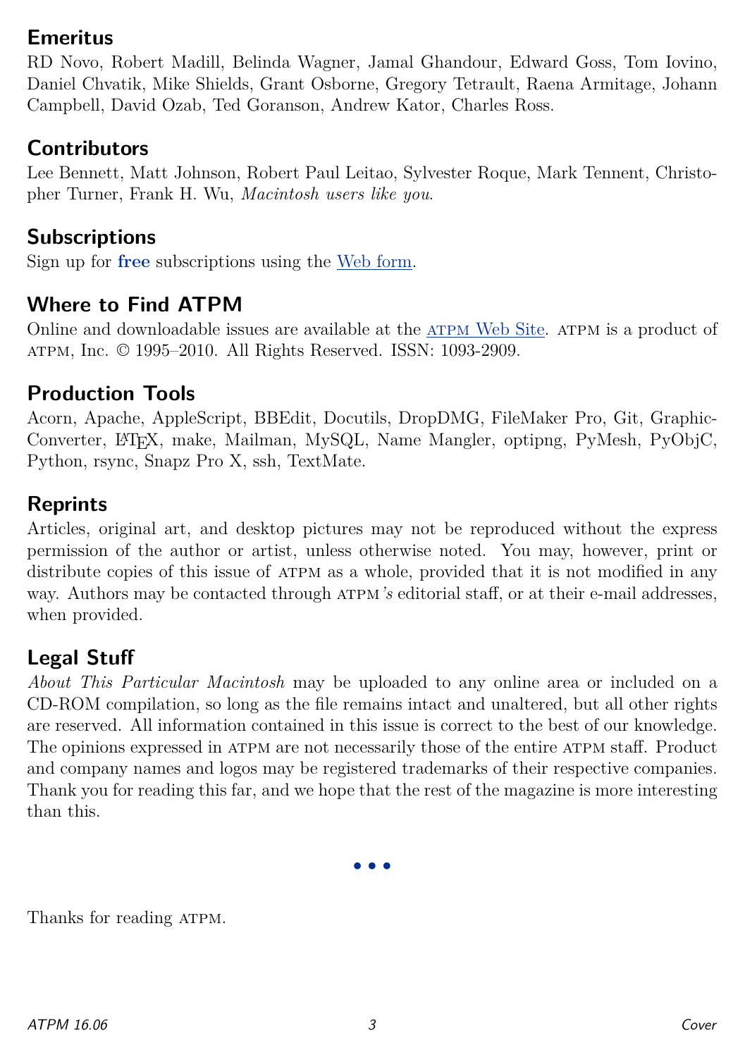## Emeritus

RD Novo, Robert Madill, Belinda Wagner, Jamal Ghandour, Edward Goss, Tom Iovino, Daniel Chvatik, Mike Shields, Grant Osborne, Gregory Tetrault, Raena Armitage, Johann Campbell, David Ozab, Ted Goranson, Andrew Kator, Charles Ross.

## Contributors

Lee Bennett, Matt Johnson, Robert Paul Leitao, Sylvester Roque, Mark Tennent, Christopher Turner, Frank H. Wu, *Macintosh users like you.*

## Subscriptions

Sign up for **free** subscriptions using the Web form.

## Where to Find ATPM

Online and downloadable issues are available at the ATPM Web Site. ATPM is a product of ATPM, Inc. © 1995–2010. All Rights Reserved. ISSN: 1093-2909.

## Production Tools

Acorn, Apache, AppleScript, BBEdit, Docutils, DropDMG, FileMaker Pro, Git, GraphicConverter, LaTeX, make, Mailman, MySQL, Name Mangler, optipng, PyMesh, PyObjC, Python, rsync, Snapz Pro X, ssh, TextMate.

## Reprints

Articles, original art, and desktop pictures may not be reproduced without the express permission of the author or artist, unless otherwise noted. You may, however, print or distribute copies of this issue of ATPM as a whole, provided that it is not modified in any way. Authors may be contacted through ATPM*'s* editorial staff, or at their e-mail addresses, when provided.

## Legal Stuff

*About This Particular Macintosh* may be uploaded to any online area or included on a CD-ROM compilation, so long as the file remains intact and unaltered, but all other rights are reserved. All information contained in this issue is correct to the best of our knowledge. The opinions expressed in ATPM are not necessarily those of the entire ATPM staff. Product and company names and logos may be registered trademarks of their respective companies. Thank you for reading this far, and we hope that the rest of the magazine is more interesting than this.

• • •

Thanks for reading ATPM.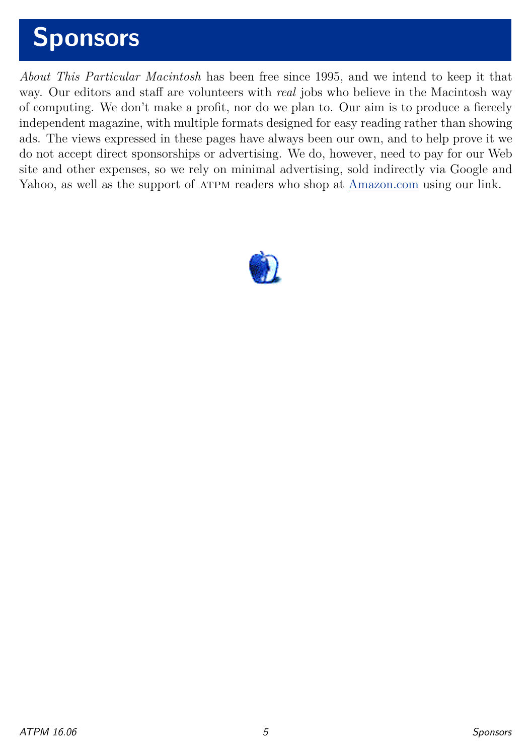# Sponsors

*About This Particular Macintosh* has been free since 1995, and we intend to keep it that way. Our editors and staff are volunteers with *real* jobs who believe in the Macintosh way of computing. We don't make a profit, nor do we plan to. Our aim is to produce a fiercely independent magazine, with multiple formats designed for easy reading rather than showing ads. The views expressed in these pages have always been our own, and to help prove it we do not accept direct sponsorships or advertising. We do, however, need to pay for our Web site and other expenses, so we rely on minimal advertising, sold indirectly via Google and Yahoo, as well as the support of ATPM readers who shop at [Amazon.com](Amazon.com) using our link.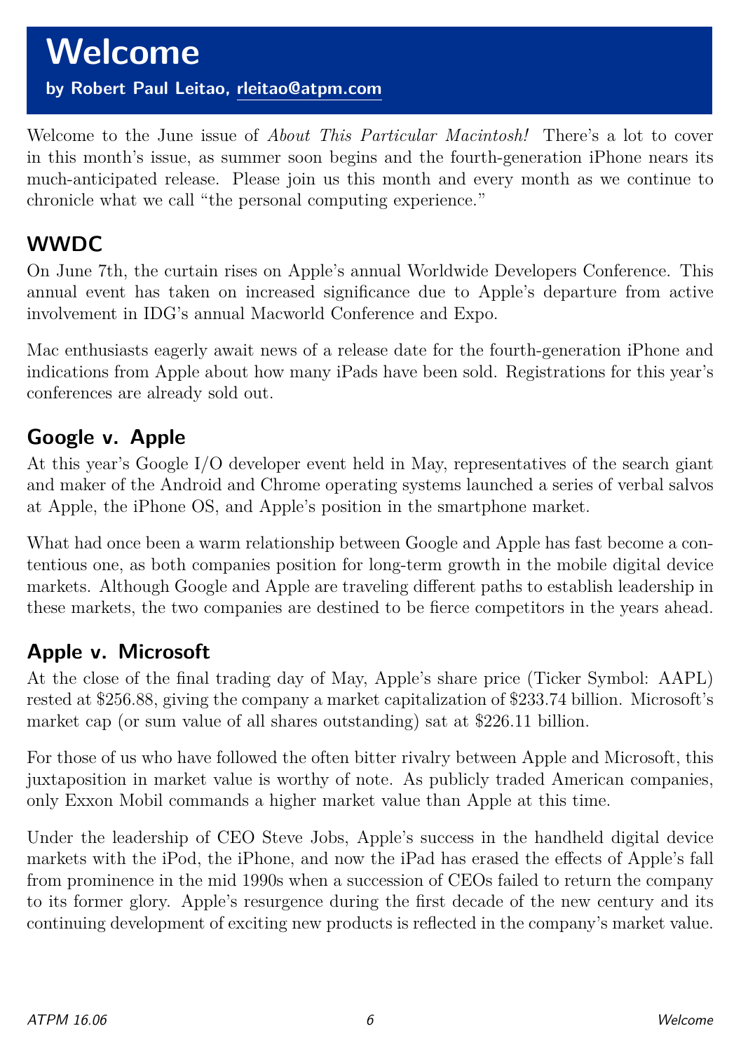# Welcome

**by Robert Paul Leitao, rleitao@atpm.com**

Welcome to the June issue of *About This Particular Macintosh!* There's a lot to cover in this month's issue, as summer soon begins and the fourth-generation iPhone nears its much-anticipated release. Please join us this month and every month as we continue to chronicle what we call "the personal computing experience."

## WWDC

On June 7th, the curtain rises on Apple's annual Worldwide Developers Conference. This annual event has taken on increased significance due to Apple's departure from active involvement in IDG's annual Macworld Conference and Expo.

Mac enthusiasts eagerly await news of a release date for the fourth-generation iPhone and indications from Apple about how many iPads have been sold. Registrations for this year's conferences are already sold out.

## Google v. Apple

At this year's Google I/O developer event held in May, representatives of the search giant and maker of the Android and Chrome operating systems launched a series of verbal salvos at Apple, the iPhone OS, and Apple's position in the smartphone market.

What had once been a warm relationship between Google and Apple has fast become a contentious one, as both companies position for long-term growth in the mobile digital device markets. Although Google and Apple are traveling different paths to establish leadership in these markets, the two companies are destined to be fierce competitors in the years ahead.

## Apple v. Microsoft

At the close of the final trading day of May, Apple's share price (Ticker Symbol: AAPL) rested at $256.88, giving the company a market capitalization of $233.74 billion. Microsoft's market cap (or sum value of all shares outstanding) sat at $226.11 billion.

For those of us who have followed the often bitter rivalry between Apple and Microsoft, this juxtaposition in market value is worthy of note. As publicly traded American companies, only Exxon Mobil commands a higher market value than Apple at this time.

Under the leadership of CEO Steve Jobs, Apple's success in the handheld digital device markets with the iPod, the iPhone, and now the iPad has erased the effects of Apple's fall from prominence in the mid 1990s when a succession of CEOs failed to return the company to its former glory. Apple's resurgence during the first decade of the new century and its continuing development of exciting new products is reflected in the company's market value.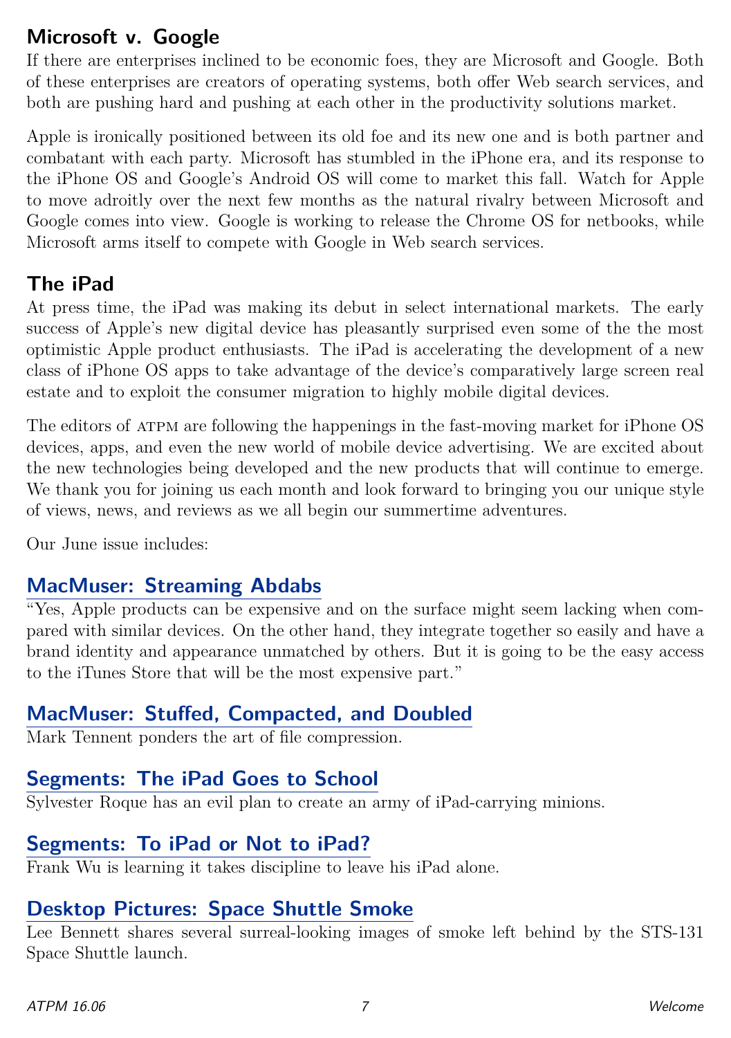## Microsoft v. Google

If there are enterprises inclined to be economic foes, they are Microsoft and Google. Both of these enterprises are creators of operating systems, both offer Web search services, and both are pushing hard and pushing at each other in the productivity solutions market.

Apple is ironically positioned between its old foe and its new one and is both partner and combatant with each party. Microsoft has stumbled in the iPhone era, and its response to the iPhone OS and Google's Android OS will come to market this fall. Watch for Apple to move adroitly over the next few months as the natural rivalry between Microsoft and Google comes into view. Google is working to release the Chrome OS for netbooks, while Microsoft arms itself to compete with Google in Web search services.

## The iPad

At press time, the iPad was making its debut in select international markets. The early success of Apple's new digital device has pleasantly surprised even some of the the most optimistic Apple product enthusiasts. The iPad is accelerating the development of a new class of iPhone OS apps to take advantage of the device's comparatively large screen real estate and to exploit the consumer migration to highly mobile digital devices.

The editors of ATPM are following the happenings in the fast-moving market for iPhone OS devices, apps, and even the new world of mobile device advertising. We are excited about the new technologies being developed and the new products that will continue to emerge. We thank you for joining us each month and look forward to bringing you our unique style of views, news, and reviews as we all begin our summertime adventures.

Our June issue includes:

### MacMuser: Streaming Abdabs

"Yes, Apple products can be expensive and on the surface might seem lacking when compared with similar devices. On the other hand, they integrate together so easily and have a brand identity and appearance unmatched by others. But it is going to be the easy access to the iTunes Store that will be the most expensive part."

### MacMuser: Stuffed, Compacted, and Doubled

Mark Tennent ponders the art of file compression.

### Segments: The iPad Goes to School

Sylvester Roque has an evil plan to create an army of iPad-carrying minions.

### Segments: To iPad or Not to iPad?

Frank Wu is learning it takes discipline to leave his iPad alone.

### Desktop Pictures: Space Shuttle Smoke

Lee Bennett shares several surreal-looking images of smoke left behind by the STS-131 Space Shuttle launch.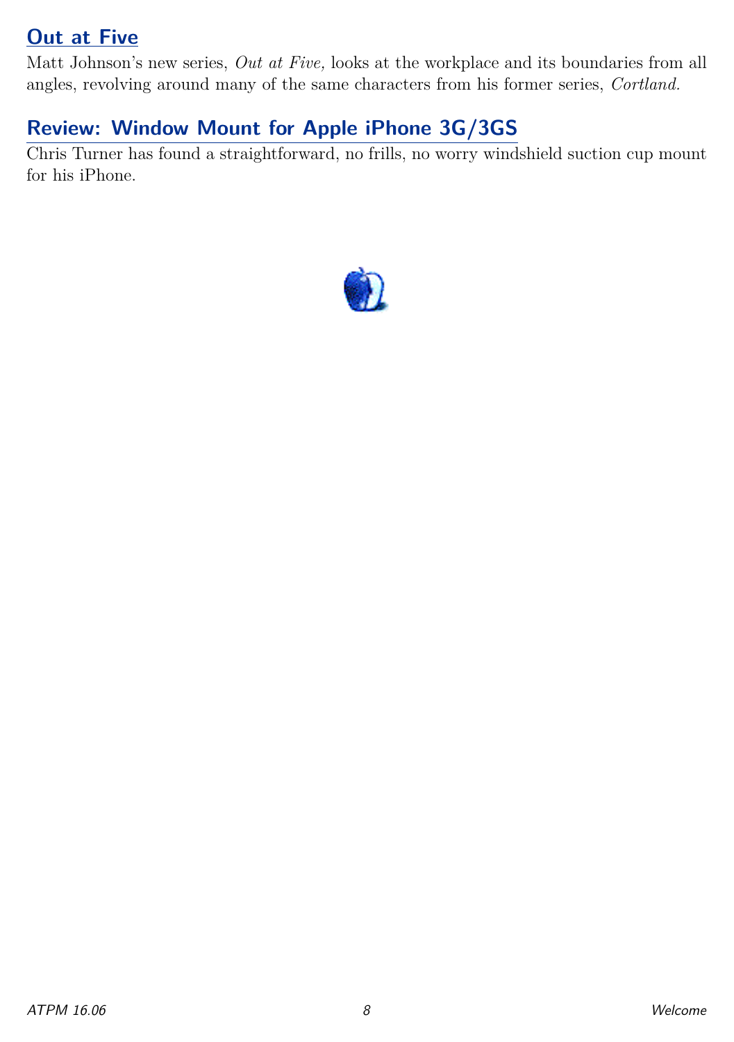## Out at Five

Matt Johnson's new series, *Out at Five,* looks at the workplace and its boundaries from all angles, revolving around many of the same characters from his former series, *Cortland.*

## Review: Window Mount for Apple iPhone 3G/3GS

Chris Turner has found a straightforward, no frills, no worry windshield suction cup mount for his iPhone.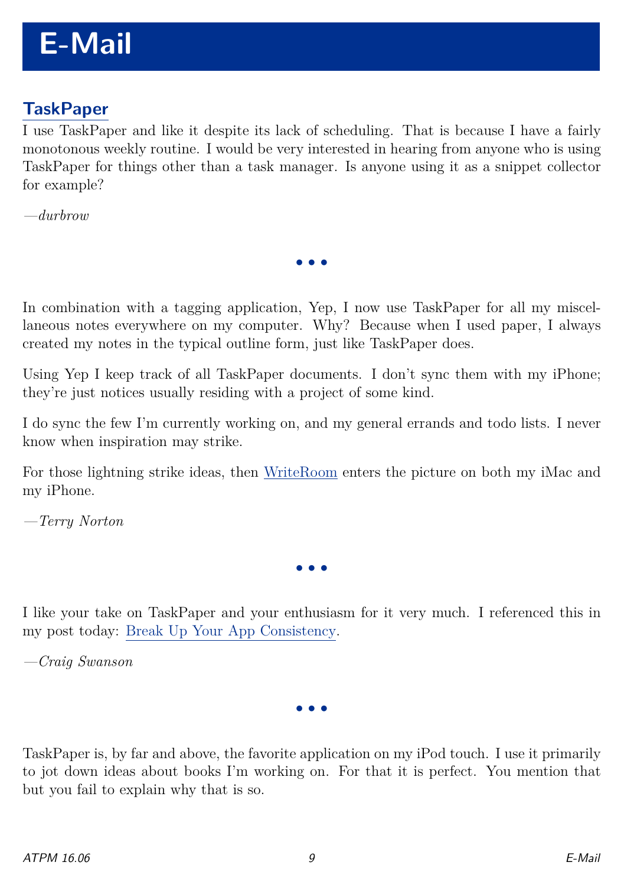# E-Mail

## TaskPaper

I use TaskPaper and like it despite its lack of scheduling. That is because I have a fairly monotonous weekly routine. I would be very interested in hearing from anyone who is using TaskPaper for things other than a task manager. Is anyone using it as a snippet collector for example?

*—durbrow*

• • •

In combination with a tagging application, Yep, I now use TaskPaper for all my miscellaneous notes everywhere on my computer. Why? Because when I used paper, I always created my notes in the typical outline form, just like TaskPaper does.

Using Yep I keep track of all TaskPaper documents. I don't sync them with my iPhone; they're just notices usually residing with a project of some kind.

I do sync the few I'm currently working on, and my general errands and todo lists. I never know when inspiration may strike.

For those lightning strike ideas, then WriteRoom enters the picture on both my iMac and my iPhone.

*—Terry Norton*

• • •

I like your take on TaskPaper and your enthusiasm for it very much. I referenced this in my post today: Break Up Your App Consistency.

*—Craig Swanson*

• • •

TaskPaper is, by far and above, the favorite application on my iPod touch. I use it primarily to jot down ideas about books I'm working on. For that it is perfect. You mention that but you fail to explain why that is so.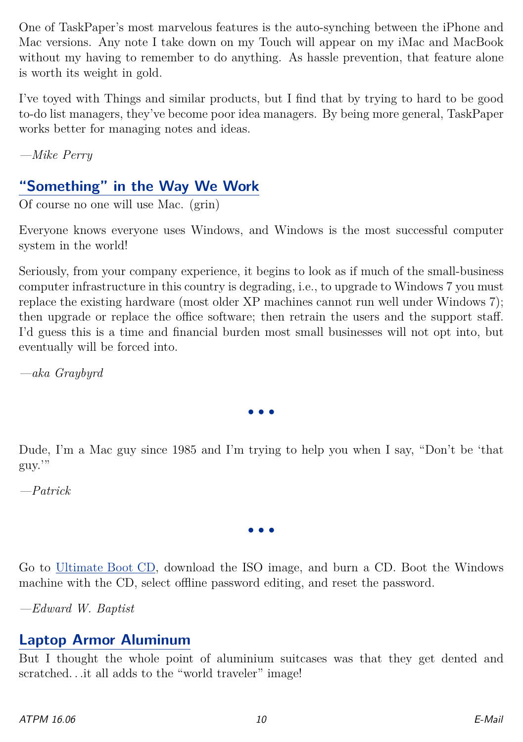One of TaskPaper's most marvelous features is the auto-synching between the iPhone and Mac versions. Any note I take down on my Touch will appear on my iMac and MacBook without my having to remember to do anything. As hassle prevention, that feature alone is worth its weight in gold.

I've toyed with Things and similar products, but I find that by trying to hard to be good to-do list managers, they've become poor idea managers. By being more general, TaskPaper works better for managing notes and ideas.

*—Mike Perry*

## "Something" in the Way We Work

Of course no one will use Mac. (grin)

Everyone knows everyone uses Windows, and Windows is the most successful computer system in the world!

Seriously, from your company experience, it begins to look as if much of the small-business computer infrastructure in this country is degrading, i.e., to upgrade to Windows 7 you must replace the existing hardware (most older XP machines cannot run well under Windows 7); then upgrade or replace the office software; then retrain the users and the support staff. I'd guess this is a time and financial burden most small businesses will not opt into, but eventually will be forced into.

*—aka Graybyrd*

• • •

Dude, I'm a Mac guy since 1985 and I'm trying to help you when I say, "Don't be 'that guy.'"

*—Patrick*

• • •

Go to Ultimate Boot CD, download the ISO image, and burn a CD. Boot the Windows machine with the CD, select offline password editing, and reset the password.

*—Edward W. Baptist*

## Laptop Armor Aluminum

But I thought the whole point of aluminium suitcases was that they get dented and scratched…it all adds to the "world traveler" image!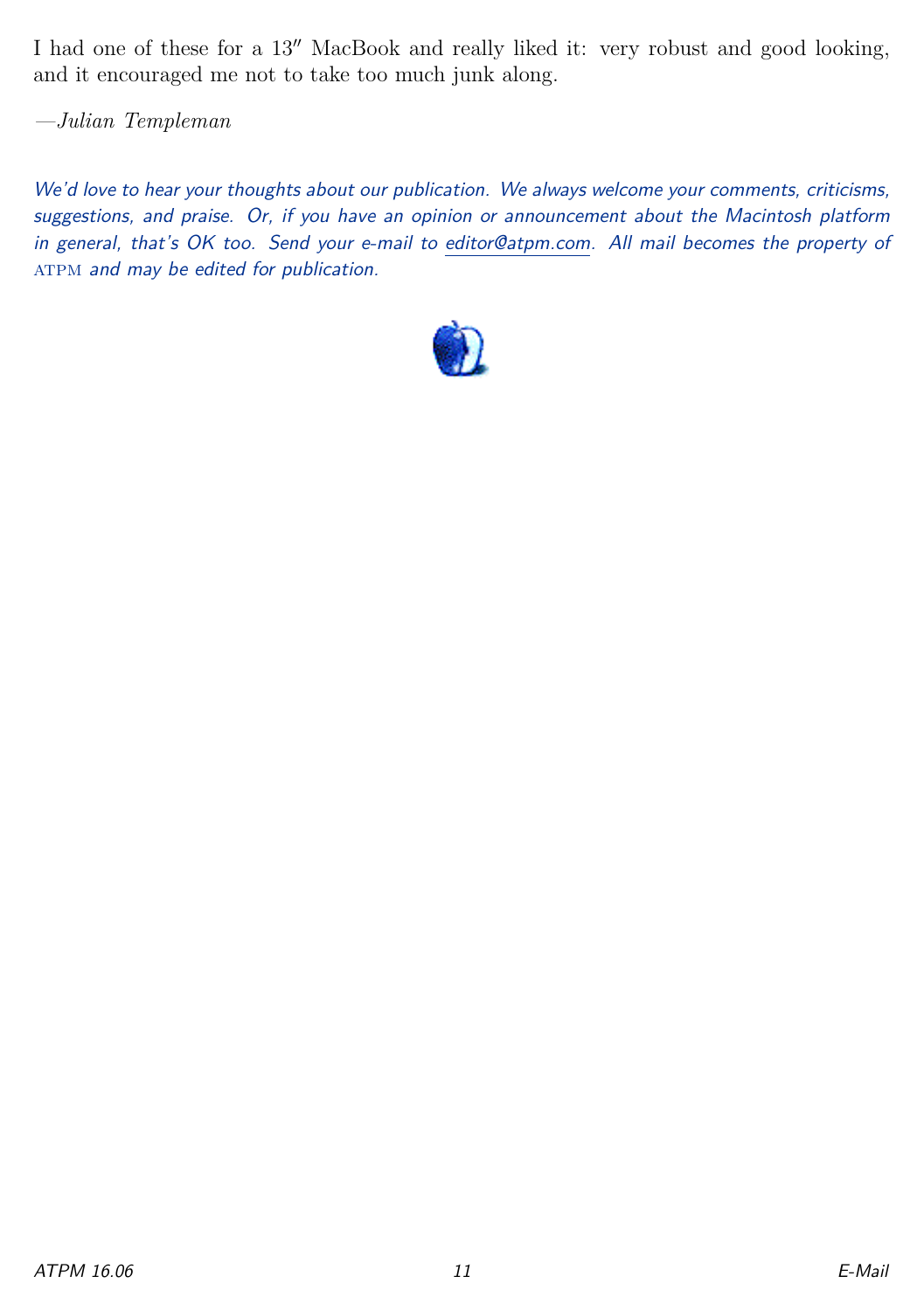I had one of these for a 13″ MacBook and really liked it: very robust and good looking, and it encouraged me not to take too much junk along.

—*Julian Templeman*

*We'd love to hear your thoughts about our publication. We always welcome your comments, criticisms, suggestions, and praise. Or, if you have an opinion or announcement about the Macintosh platform in general, that's OK too. Send your e-mail to editor@atpm.com. All mail becomes the property of* ATPM *and may be edited for publication.*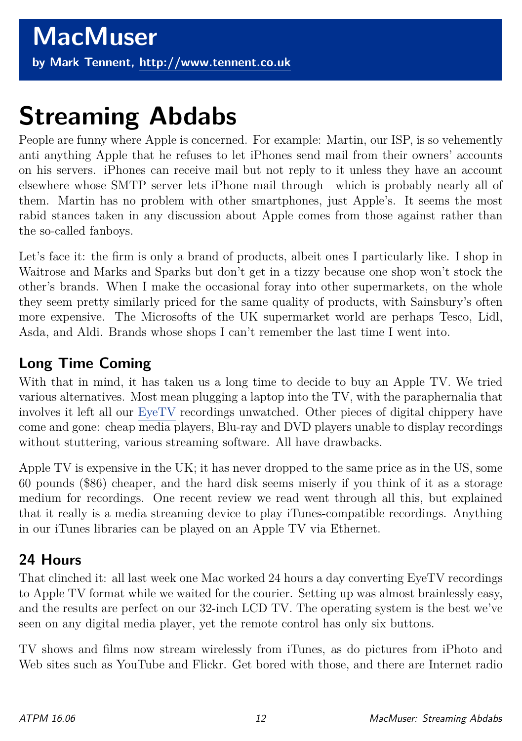# MacMuser

**by Mark Tennent, http://www.tennent.co.uk**

# Streaming Abdabs

People are funny where Apple is concerned. For example: Martin, our ISP, is so vehemently anti anything Apple that he refuses to let iPhones send mail from their owners' accounts on his servers. iPhones can receive mail but not reply to it unless they have an account elsewhere whose SMTP server lets iPhone mail through—which is probably nearly all of them. Martin has no problem with other smartphones, just Apple's. It seems the most rabid stances taken in any discussion about Apple comes from those against rather than the so-called fanboys.

Let's face it: the firm is only a brand of products, albeit ones I particularly like. I shop in Waitrose and Marks and Sparks but don't get in a tizzy because one shop won't stock the other's brands. When I make the occasional foray into other supermarkets, on the whole they seem pretty similarly priced for the same quality of products, with Sainsbury's often more expensive. The Microsofts of the UK supermarket world are perhaps Tesco, Lidl, Asda, and Aldi. Brands whose shops I can't remember the last time I went into.

## Long Time Coming

With that in mind, it has taken us a long time to decide to buy an Apple TV. We tried various alternatives. Most mean plugging a laptop into the TV, with the paraphernalia that involves it left all our EyeTV recordings unwatched. Other pieces of digital chippery have come and gone: cheap media players, Blu-ray and DVD players unable to display recordings without stuttering, various streaming software. All have drawbacks.

Apple TV is expensive in the UK; it has never dropped to the same price as in the US, some 60 pounds ($86) cheaper, and the hard disk seems miserly if you think of it as a storage medium for recordings. One recent review we read went through all this, but explained that it really is a media streaming device to play iTunes-compatible recordings. Anything in our iTunes libraries can be played on an Apple TV via Ethernet.

## 24 Hours

That clinched it: all last week one Mac worked 24 hours a day converting EyeTV recordings to Apple TV format while we waited for the courier. Setting up was almost brainlessly easy, and the results are perfect on our 32-inch LCD TV. The operating system is the best we've seen on any digital media player, yet the remote control has only six buttons.

TV shows and films now stream wirelessly from iTunes, as do pictures from iPhoto and Web sites such as YouTube and Flickr. Get bored with those, and there are Internet radio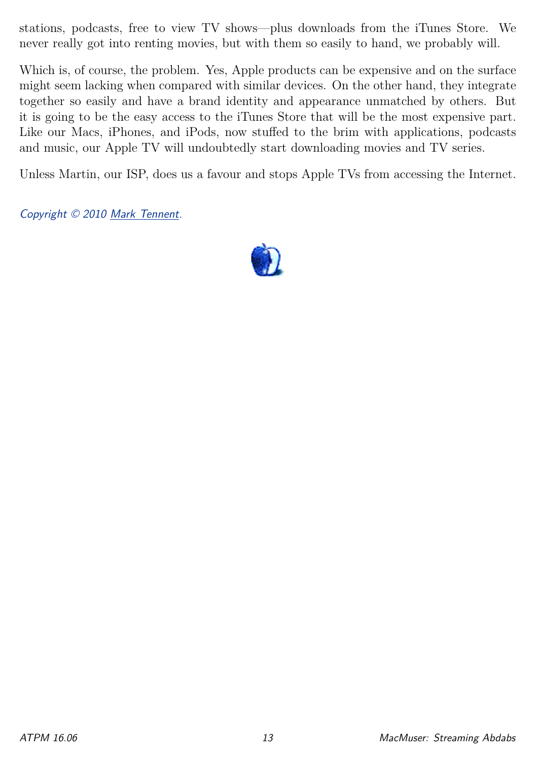stations, podcasts, free to view TV shows—plus downloads from the iTunes Store. We never really got into renting movies, but with them so easily to hand, we probably will.

Which is, of course, the problem. Yes, Apple products can be expensive and on the surface might seem lacking when compared with similar devices. On the other hand, they integrate together so easily and have a brand identity and appearance unmatched by others. But it is going to be the easy access to the iTunes Store that will be the most expensive part. Like our Macs, iPhones, and iPods, now stuffed to the brim with applications, podcasts and music, our Apple TV will undoubtedly start downloading movies and TV series.

Unless Martin, our ISP, does us a favour and stops Apple TVs from accessing the Internet.

*Copyright © 2010 [Mark Tennent](#).*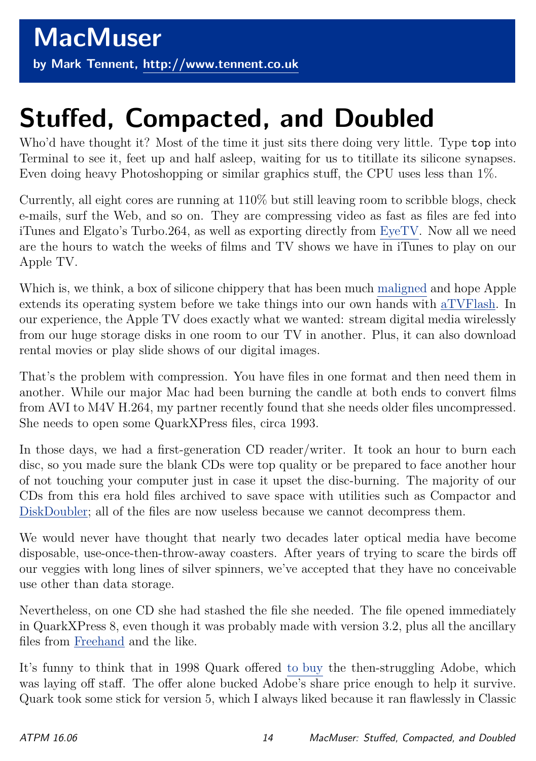# MacMuser

**by Mark Tennent, http://www.tennent.co.uk**

# Stuffed, Compacted, and Doubled

Who'd have thought it? Most of the time it just sits there doing very little. Type `top` into Terminal to see it, feet up and half asleep, waiting for us to titillate its silicone synapses. Even doing heavy Photoshopping or similar graphics stuff, the CPU uses less than 1%.

Currently, all eight cores are running at 110% but still leaving room to scribble blogs, check e-mails, surf the Web, and so on. They are compressing video as fast as files are fed into iTunes and Elgato's Turbo.264, as well as exporting directly from EyeTV. Now all we need are the hours to watch the weeks of films and TV shows we have in iTunes to play on our Apple TV.

Which is, we think, a box of silicone chippery that has been much maligned and hope Apple extends its operating system before we take things into our own hands with aTVFlash. In our experience, the Apple TV does exactly what we wanted: stream digital media wirelessly from our huge storage disks in one room to our TV in another. Plus, it can also download rental movies or play slide shows of our digital images.

That's the problem with compression. You have files in one format and then need them in another. While our major Mac had been burning the candle at both ends to convert films from AVI to M4V H.264, my partner recently found that she needs older files uncompressed. She needs to open some QuarkXPress files, circa 1993.

In those days, we had a first-generation CD reader/writer. It took an hour to burn each disc, so you made sure the blank CDs were top quality or be prepared to face another hour of not touching your computer just in case it upset the disc-burning. The majority of our CDs from this era hold files archived to save space with utilities such as Compactor and DiskDoubler; all of the files are now useless because we cannot decompress them.

We would never have thought that nearly two decades later optical media have become disposable, use-once-then-throw-away coasters. After years of trying to scare the birds off our veggies with long lines of silver spinners, we've accepted that they have no conceivable use other than data storage.

Nevertheless, on one CD she had stashed the file she needed. The file opened immediately in QuarkXPress 8, even though it was probably made with version 3.2, plus all the ancillary files from Freehand and the like.

It's funny to think that in 1998 Quark offered to buy the then-struggling Adobe, which was laying off staff. The offer alone bucked Adobe's share price enough to help it survive. Quark took some stick for version 5, which I always liked because it ran flawlessly in Classic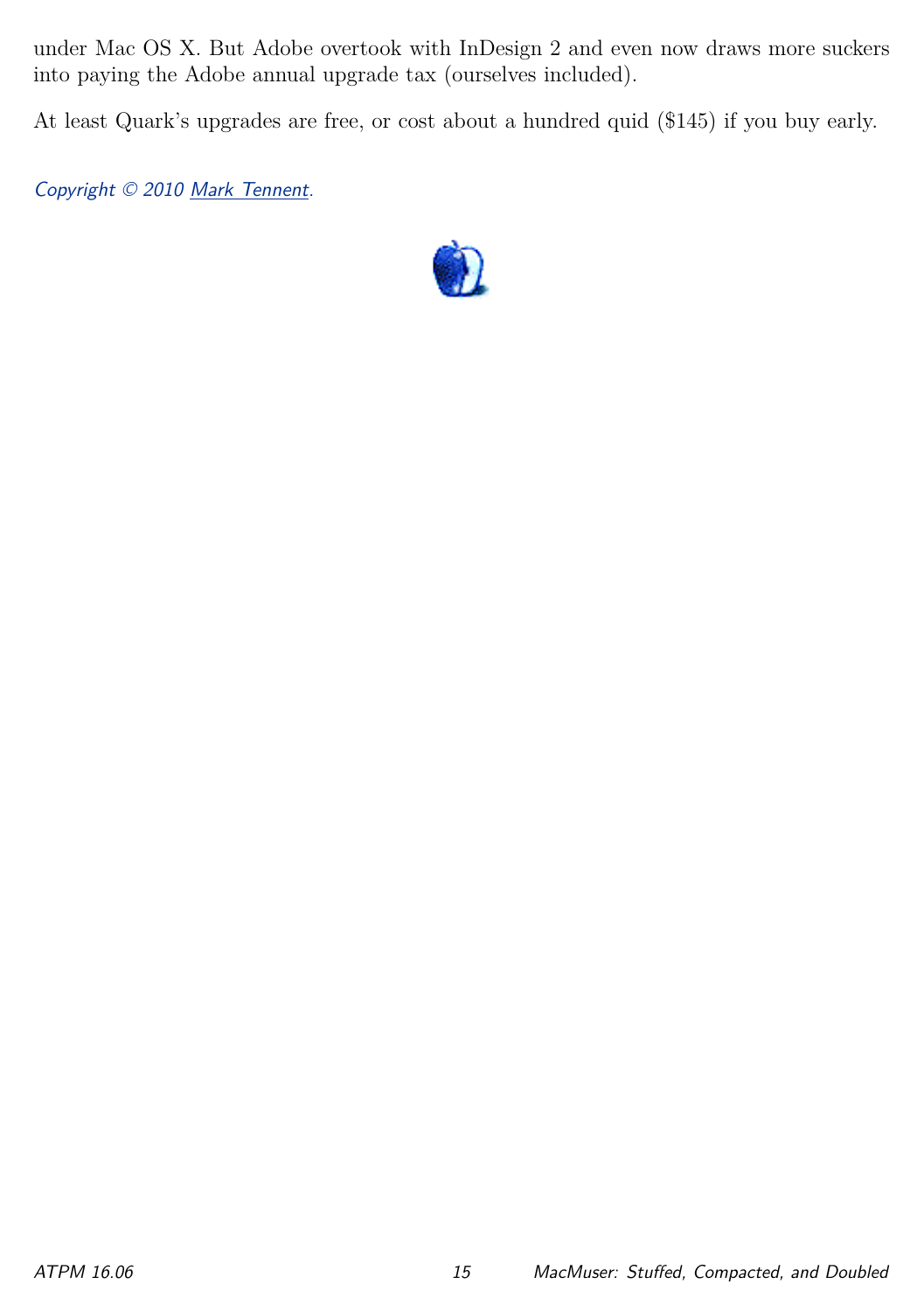under Mac OS X. But Adobe overtook with InDesign 2 and even now draws more suckers into paying the Adobe annual upgrade tax (ourselves included).

At least Quark's upgrades are free, or cost about a hundred quid ($145) if you buy early.

*Copyright © 2010 Mark Tennent.*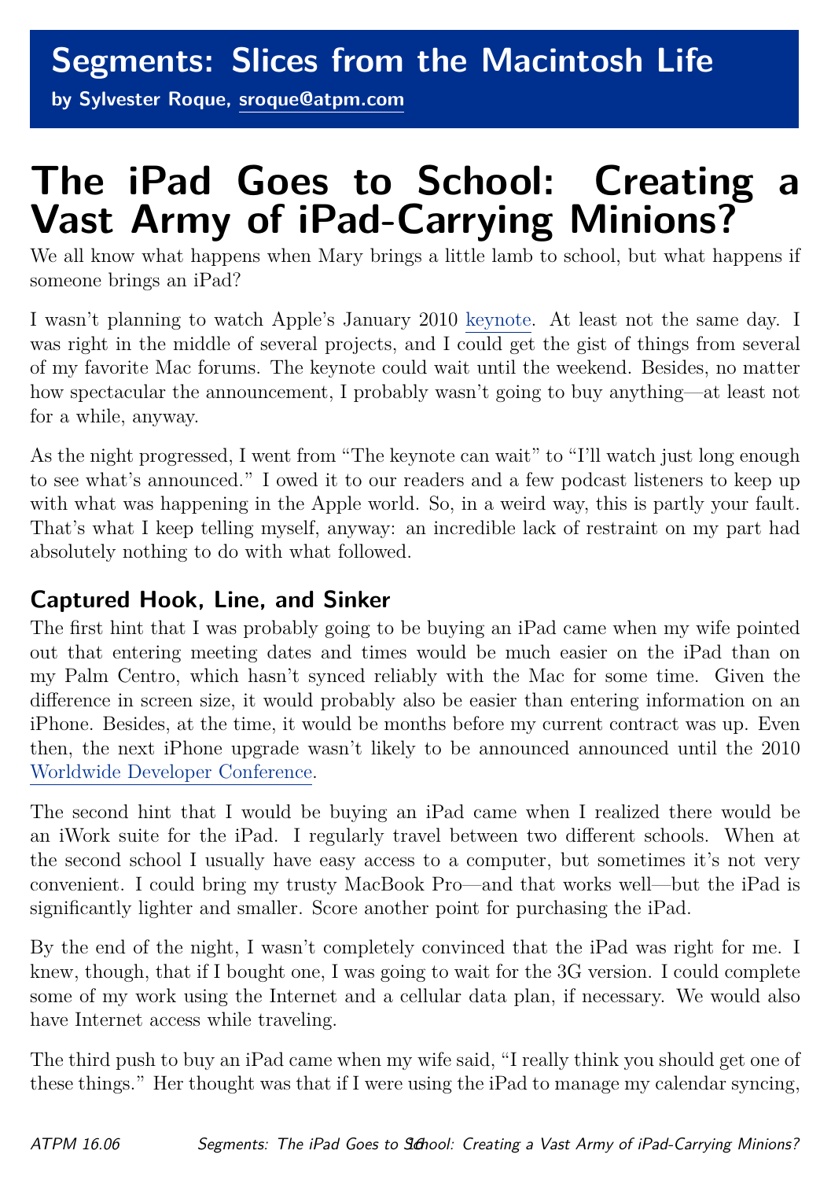# Segments: Slices from the Macintosh Life

**by Sylvester Roque, sroque@atpm.com**

# The iPad Goes to School: Creating a Vast Army of iPad-Carrying Minions?

We all know what happens when Mary brings a little lamb to school, but what happens if someone brings an iPad?

I wasn't planning to watch Apple's January 2010 keynote. At least not the same day. I was right in the middle of several projects, and I could get the gist of things from several of my favorite Mac forums. The keynote could wait until the weekend. Besides, no matter how spectacular the announcement, I probably wasn't going to buy anything—at least not for a while, anyway.

As the night progressed, I went from "The keynote can wait" to "I'll watch just long enough to see what's announced." I owed it to our readers and a few podcast listeners to keep up with what was happening in the Apple world. So, in a weird way, this is partly your fault. That's what I keep telling myself, anyway: an incredible lack of restraint on my part had absolutely nothing to do with what followed.

## Captured Hook, Line, and Sinker

The first hint that I was probably going to be buying an iPad came when my wife pointed out that entering meeting dates and times would be much easier on the iPad than on my Palm Centro, which hasn't synced reliably with the Mac for some time. Given the difference in screen size, it would probably also be easier than entering information on an iPhone. Besides, at the time, it would be months before my current contract was up. Even then, the next iPhone upgrade wasn't likely to be announced announced until the 2010 Worldwide Developer Conference.

The second hint that I would be buying an iPad came when I realized there would be an iWork suite for the iPad. I regularly travel between two different schools. When at the second school I usually have easy access to a computer, but sometimes it's not very convenient. I could bring my trusty MacBook Pro—and that works well—but the iPad is significantly lighter and smaller. Score another point for purchasing the iPad.

By the end of the night, I wasn't completely convinced that the iPad was right for me. I knew, though, that if I bought one, I was going to wait for the 3G version. I could complete some of my work using the Internet and a cellular data plan, if necessary. We would also have Internet access while traveling.

The third push to buy an iPad came when my wife said, "I really think you should get one of these things." Her thought was that if I were using the iPad to manage my calendar syncing,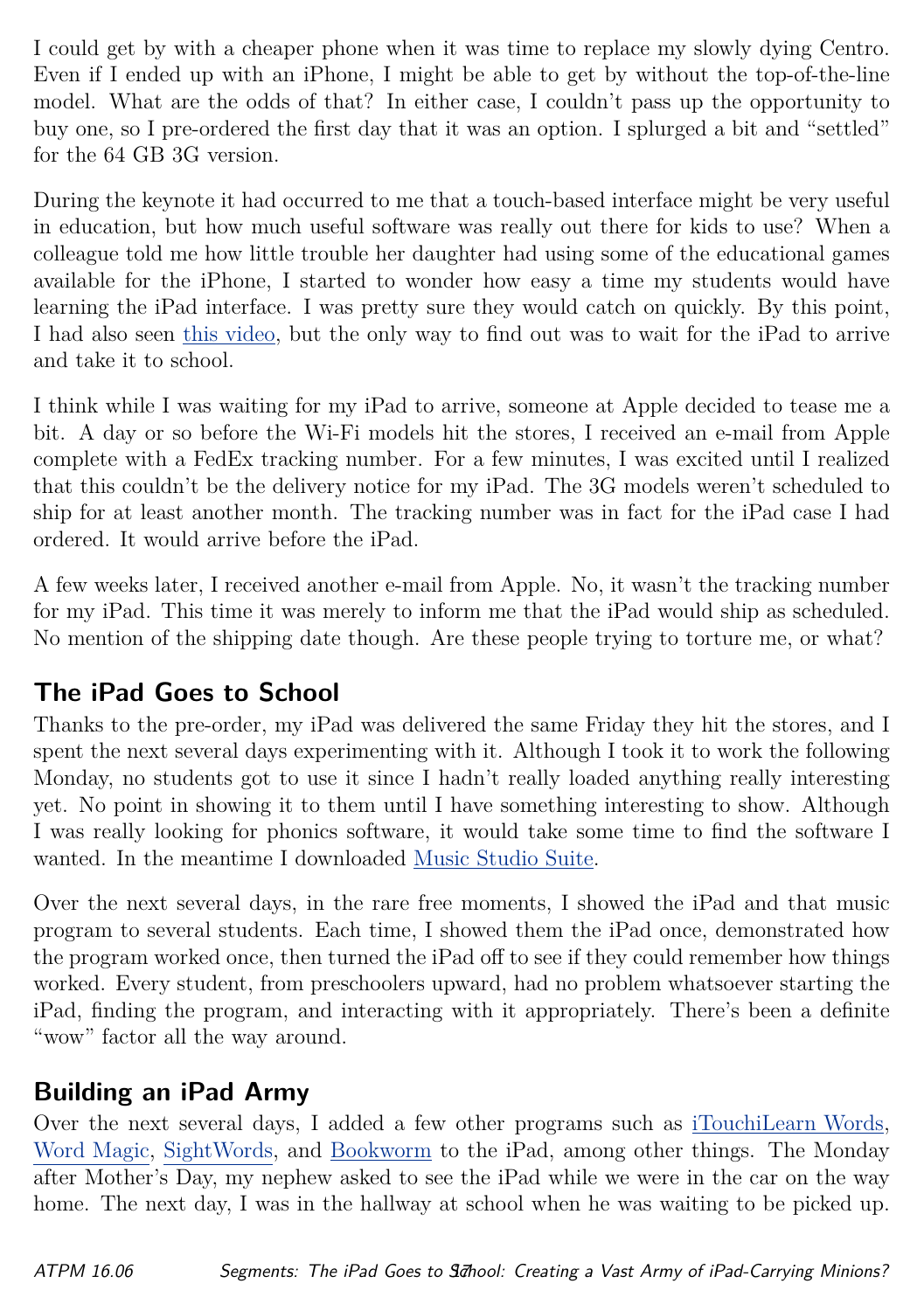I could get by with a cheaper phone when it was time to replace my slowly dying Centro. Even if I ended up with an iPhone, I might be able to get by without the top-of-the-line model. What are the odds of that? In either case, I couldn't pass up the opportunity to buy one, so I pre-ordered the first day that it was an option. I splurged a bit and "settled" for the 64 GB 3G version.

During the keynote it had occurred to me that a touch-based interface might be very useful in education, but how much useful software was really out there for kids to use? When a colleague told me how little trouble her daughter had using some of the educational games available for the iPhone, I started to wonder how easy a time my students would have learning the iPad interface. I was pretty sure they would catch on quickly. By this point, I had also seen this video, but the only way to find out was to wait for the iPad to arrive and take it to school.

I think while I was waiting for my iPad to arrive, someone at Apple decided to tease me a bit. A day or so before the Wi-Fi models hit the stores, I received an e-mail from Apple complete with a FedEx tracking number. For a few minutes, I was excited until I realized that this couldn't be the delivery notice for my iPad. The 3G models weren't scheduled to ship for at least another month. The tracking number was in fact for the iPad case I had ordered. It would arrive before the iPad.

A few weeks later, I received another e-mail from Apple. No, it wasn't the tracking number for my iPad. This time it was merely to inform me that the iPad would ship as scheduled. No mention of the shipping date though. Are these people trying to torture me, or what?

## The iPad Goes to School

Thanks to the pre-order, my iPad was delivered the same Friday they hit the stores, and I spent the next several days experimenting with it. Although I took it to work the following Monday, no students got to use it since I hadn't really loaded anything really interesting yet. No point in showing it to them until I have something interesting to show. Although I was really looking for phonics software, it would take some time to find the software I wanted. In the meantime I downloaded Music Studio Suite.

Over the next several days, in the rare free moments, I showed the iPad and that music program to several students. Each time, I showed them the iPad once, demonstrated how the program worked once, then turned the iPad off to see if they could remember how things worked. Every student, from preschoolers upward, had no problem whatsoever starting the iPad, finding the program, and interacting with it appropriately. There's been a definite "wow" factor all the way around.

## Building an iPad Army

Over the next several days, I added a few other programs such as iTouchiLearn Words, Word Magic, SightWords, and Bookworm to the iPad, among other things. The Monday after Mother's Day, my nephew asked to see the iPad while we were in the car on the way home. The next day, I was in the hallway at school when he was waiting to be picked up.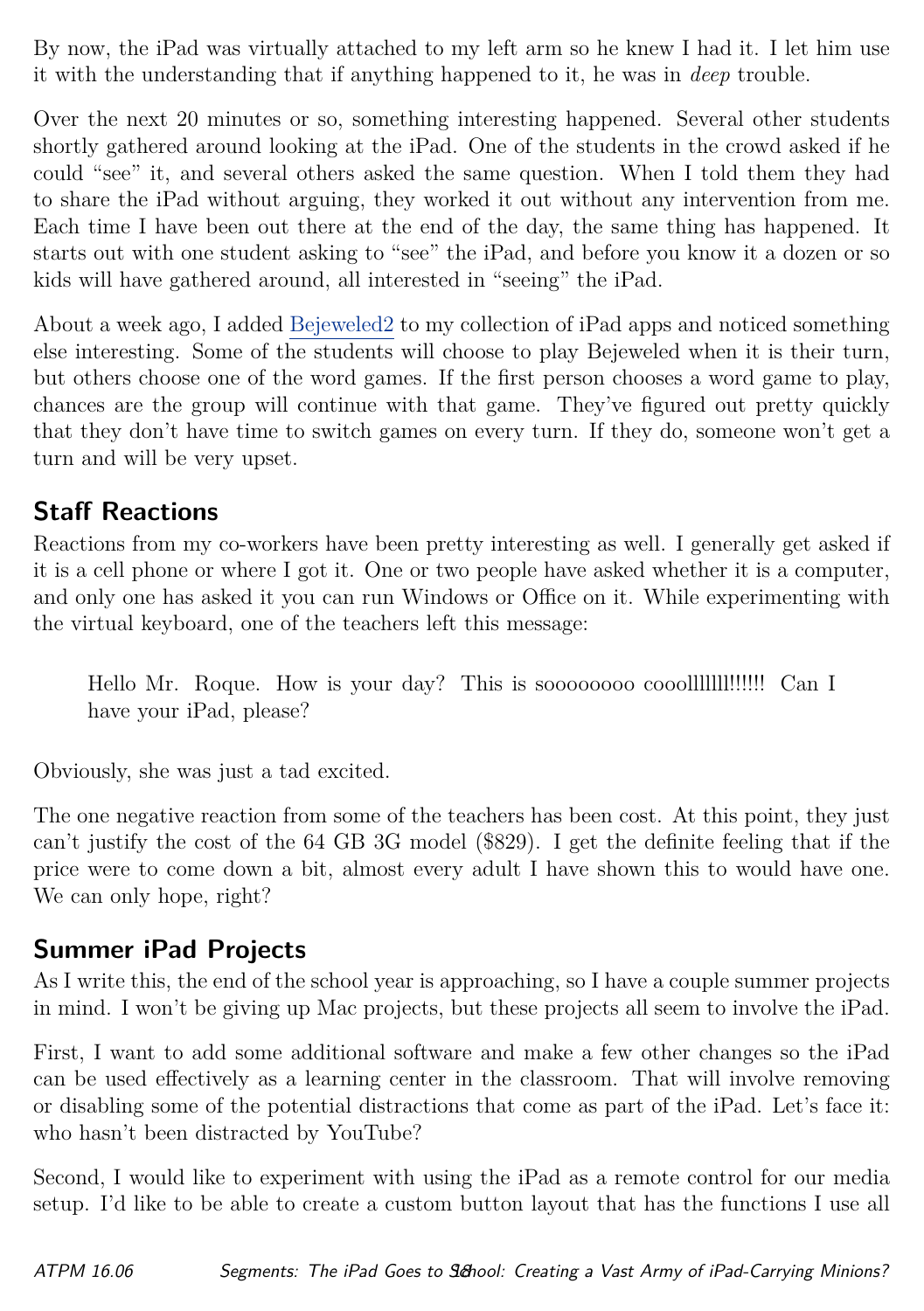By now, the iPad was virtually attached to my left arm so he knew I had it. I let him use it with the understanding that if anything happened to it, he was in *deep* trouble.

Over the next 20 minutes or so, something interesting happened. Several other students shortly gathered around looking at the iPad. One of the students in the crowd asked if he could "see" it, and several others asked the same question. When I told them they had to share the iPad without arguing, they worked it out without any intervention from me. Each time I have been out there at the end of the day, the same thing has happened. It starts out with one student asking to "see" the iPad, and before you know it a dozen or so kids will have gathered around, all interested in "seeing" the iPad.

About a week ago, I added Bejeweled2 to my collection of iPad apps and noticed something else interesting. Some of the students will choose to play Bejeweled when it is their turn, but others choose one of the word games. If the first person chooses a word game to play, chances are the group will continue with that game. They've figured out pretty quickly that they don't have time to switch games on every turn. If they do, someone won't get a turn and will be very upset.

## Staff Reactions

Reactions from my co-workers have been pretty interesting as well. I generally get asked if it is a cell phone or where I got it. One or two people have asked whether it is a computer, and only one has asked it you can run Windows or Office on it. While experimenting with the virtual keyboard, one of the teachers left this message:

> Hello Mr. Roque. How is your day? This is soooooooo coooLLLLLLL!!!!!! Can I have your iPad, please?

Obviously, she was just a tad excited.

The one negative reaction from some of the teachers has been cost. At this point, they just can't justify the cost of the 64 GB 3G model ($829). I get the definite feeling that if the price were to come down a bit, almost every adult I have shown this to would have one. We can only hope, right?

## Summer iPad Projects

As I write this, the end of the school year is approaching, so I have a couple summer projects in mind. I won't be giving up Mac projects, but these projects all seem to involve the iPad.

First, I want to add some additional software and make a few other changes so the iPad can be used effectively as a learning center in the classroom. That will involve removing or disabling some of the potential distractions that come as part of the iPad. Let's face it: who hasn't been distracted by YouTube?

Second, I would like to experiment with using the iPad as a remote control for our media setup. I'd like to be able to create a custom button layout that has the functions I use all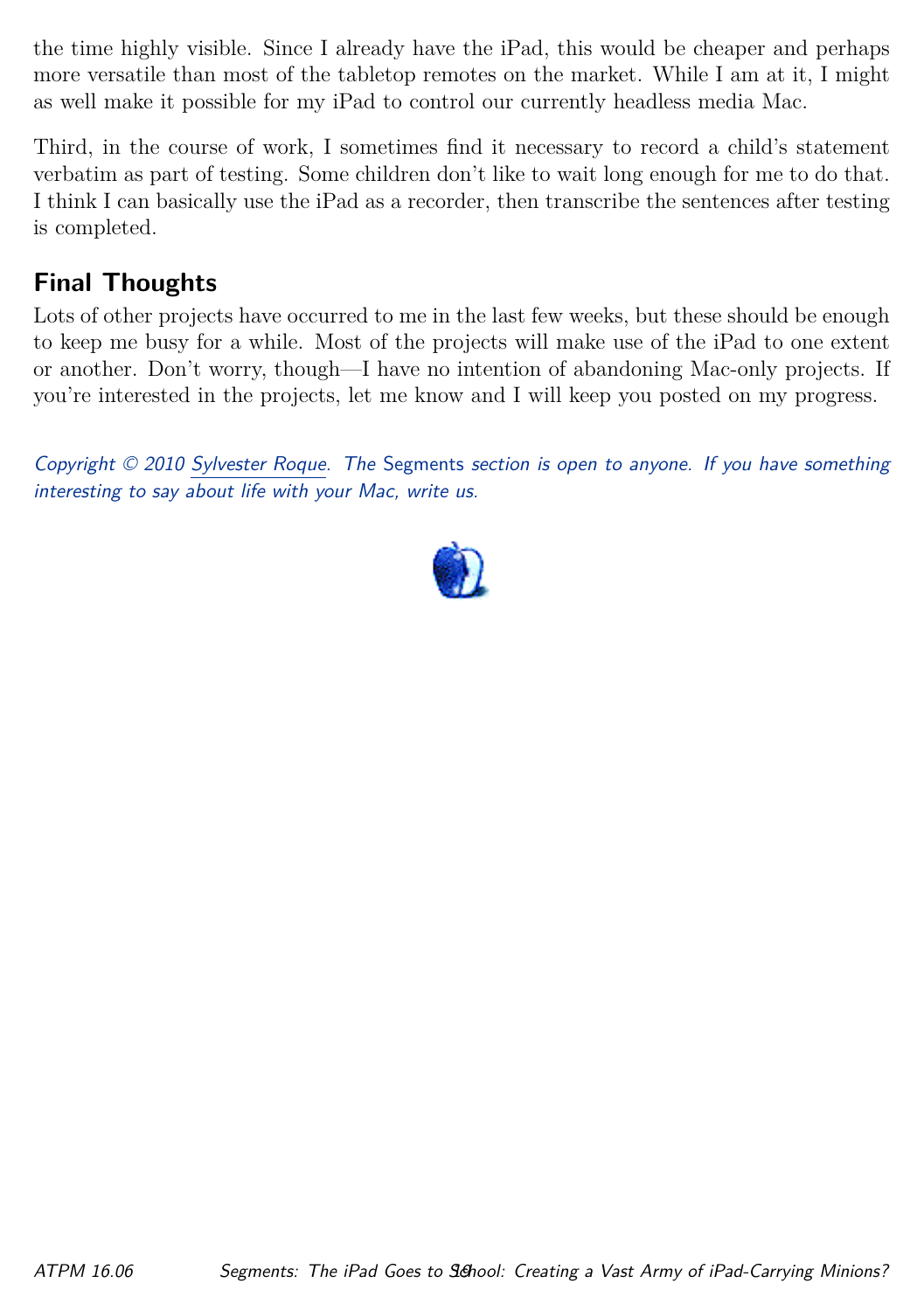the time highly visible. Since I already have the iPad, this would be cheaper and perhaps more versatile than most of the tabletop remotes on the market. While I am at it, I might as well make it possible for my iPad to control our currently headless media Mac.

Third, in the course of work, I sometimes find it necessary to record a child's statement verbatim as part of testing. Some children don't like to wait long enough for me to do that. I think I can basically use the iPad as a recorder, then transcribe the sentences after testing is completed.

## Final Thoughts

Lots of other projects have occurred to me in the last few weeks, but these should be enough to keep me busy for a while. Most of the projects will make use of the iPad to one extent or another. Don't worry, though—I have no intention of abandoning Mac-only projects. If you're interested in the projects, let me know and I will keep you posted on my progress.

*Copyright © 2010 Sylvester Roque. The* Segments *section is open to anyone. If you have something interesting to say about life with your Mac, write us.*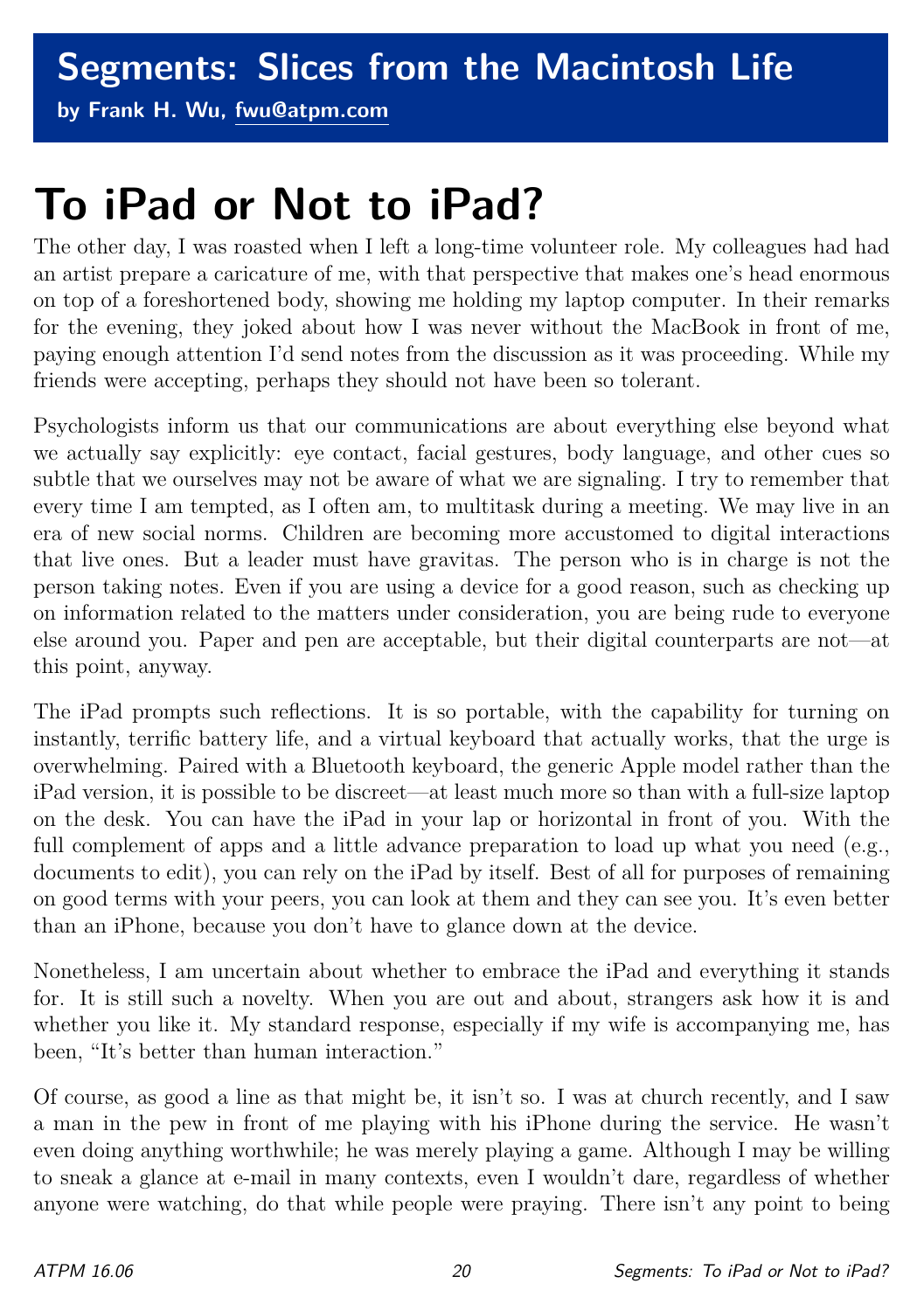## Segments: Slices from the Macintosh Life

**by Frank H. Wu, fwu@atpm.com**

# To iPad or Not to iPad?

The other day, I was roasted when I left a long-time volunteer role. My colleagues had had an artist prepare a caricature of me, with that perspective that makes one's head enormous on top of a foreshortened body, showing me holding my laptop computer. In their remarks for the evening, they joked about how I was never without the MacBook in front of me, paying enough attention I'd send notes from the discussion as it was proceeding. While my friends were accepting, perhaps they should not have been so tolerant.

Psychologists inform us that our communications are about everything else beyond what we actually say explicitly: eye contact, facial gestures, body language, and other cues so subtle that we ourselves may not be aware of what we are signaling. I try to remember that every time I am tempted, as I often am, to multitask during a meeting. We may live in an era of new social norms. Children are becoming more accustomed to digital interactions that live ones. But a leader must have gravitas. The person who is in charge is not the person taking notes. Even if you are using a device for a good reason, such as checking up on information related to the matters under consideration, you are being rude to everyone else around you. Paper and pen are acceptable, but their digital counterparts are not—at this point, anyway.

The iPad prompts such reflections. It is so portable, with the capability for turning on instantly, terrific battery life, and a virtual keyboard that actually works, that the urge is overwhelming. Paired with a Bluetooth keyboard, the generic Apple model rather than the iPad version, it is possible to be discreet—at least much more so than with a full-size laptop on the desk. You can have the iPad in your lap or horizontal in front of you. With the full complement of apps and a little advance preparation to load up what you need (e.g., documents to edit), you can rely on the iPad by itself. Best of all for purposes of remaining on good terms with your peers, you can look at them and they can see you. It's even better than an iPhone, because you don't have to glance down at the device.

Nonetheless, I am uncertain about whether to embrace the iPad and everything it stands for. It is still such a novelty. When you are out and about, strangers ask how it is and whether you like it. My standard response, especially if my wife is accompanying me, has been, "It's better than human interaction."

Of course, as good a line as that might be, it isn't so. I was at church recently, and I saw a man in the pew in front of me playing with his iPhone during the service. He wasn't even doing anything worthwhile; he was merely playing a game. Although I may be willing to sneak a glance at e-mail in many contexts, even I wouldn't dare, regardless of whether anyone were watching, do that while people were praying. There isn't any point to being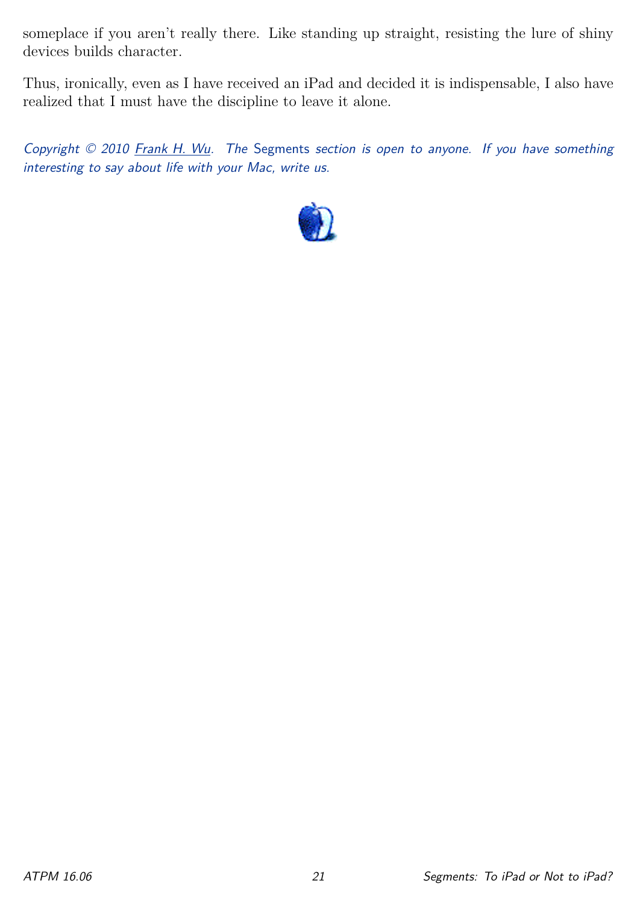someplace if you aren't really there. Like standing up straight, resisting the lure of shiny devices builds character.

Thus, ironically, even as I have received an iPad and decided it is indispensable, I also have realized that I must have the discipline to leave it alone.

*Copyright © 2010 Frank H. Wu. The* Segments *section is open to anyone. If you have something interesting to say about life with your Mac, write us.*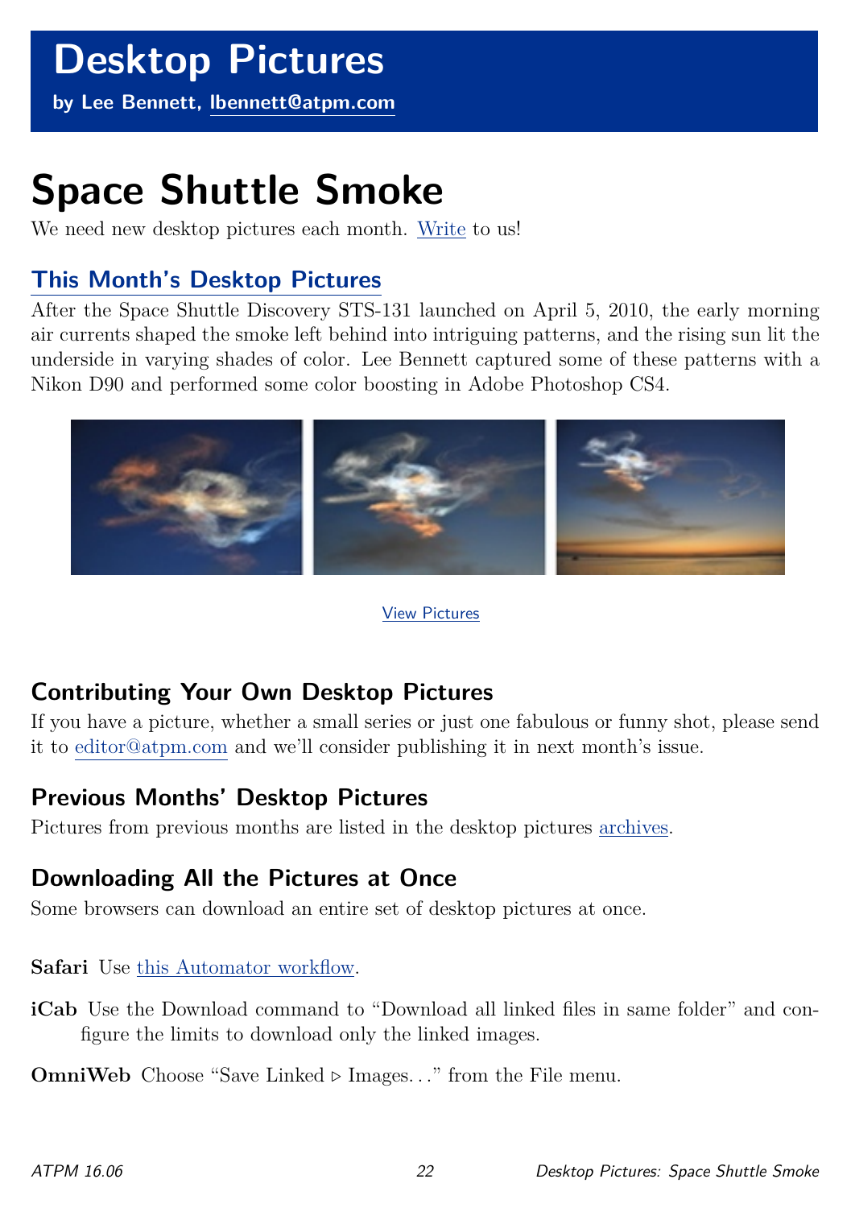# Desktop Pictures

**by Lee Bennett, lbennett@atpm.com**

# Space Shuttle Smoke

We need new desktop pictures each month. Write to us!

## This Month's Desktop Pictures

After the Space Shuttle Discovery STS-131 launched on April 5, 2010, the early morning air currents shaped the smoke left behind into intriguing patterns, and the rising sun lit the underside in varying shades of color. Lee Bennett captured some of these patterns with a Nikon D90 and performed some color boosting in Adobe Photoshop CS4.

View Pictures

## Contributing Your Own Desktop Pictures

If you have a picture, whether a small series or just one fabulous or funny shot, please send it to editor@atpm.com and we'll consider publishing it in next month's issue.

## Previous Months' Desktop Pictures

Pictures from previous months are listed in the desktop pictures archives.

## Downloading All the Pictures at Once

Some browsers can download an entire set of desktop pictures at once.

**Safari** Use this Automator workflow.

**iCab** Use the Download command to "Download all linked files in same folder" and configure the limits to download only the linked images.

**OmniWeb** Choose "Save Linked ▹ Images…" from the File menu.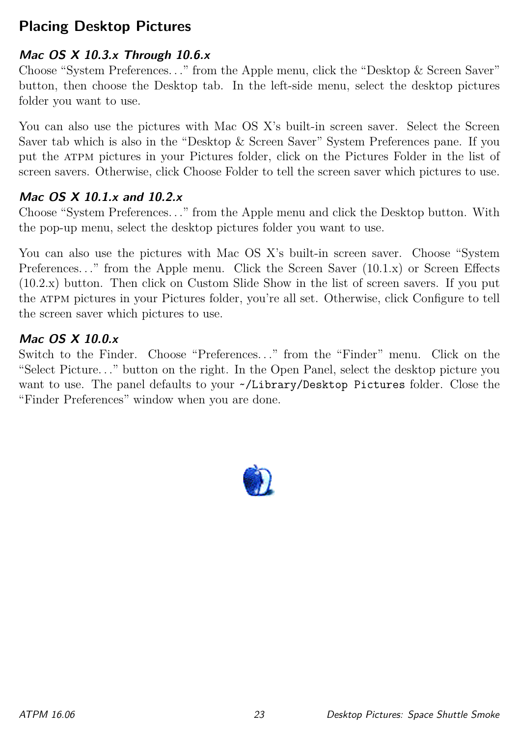## Placing Desktop Pictures

### *Mac OS X 10.3.x Through 10.6.x*

Choose "System Preferences…" from the Apple menu, click the "Desktop & Screen Saver" button, then choose the Desktop tab. In the left-side menu, select the desktop pictures folder you want to use.

You can also use the pictures with Mac OS X's built-in screen saver. Select the Screen Saver tab which is also in the "Desktop & Screen Saver" System Preferences pane. If you put the ATPM pictures in your Pictures folder, click on the Pictures Folder in the list of screen savers. Otherwise, click Choose Folder to tell the screen saver which pictures to use.

### *Mac OS X 10.1.x and 10.2.x*

Choose "System Preferences…" from the Apple menu and click the Desktop button. With the pop-up menu, select the desktop pictures folder you want to use.

You can also use the pictures with Mac OS X's built-in screen saver. Choose "System Preferences…" from the Apple menu. Click the Screen Saver (10.1.x) or Screen Effects (10.2.x) button. Then click on Custom Slide Show in the list of screen savers. If you put the ATPM pictures in your Pictures folder, you're all set. Otherwise, click Configure to tell the screen saver which pictures to use.

### *Mac OS X 10.0.x*

Switch to the Finder. Choose "Preferences…" from the "Finder" menu. Click on the "Select Picture…" button on the right. In the Open Panel, select the desktop picture you want to use. The panel defaults to your `~/Library/Desktop Pictures` folder. Close the "Finder Preferences" window when you are done.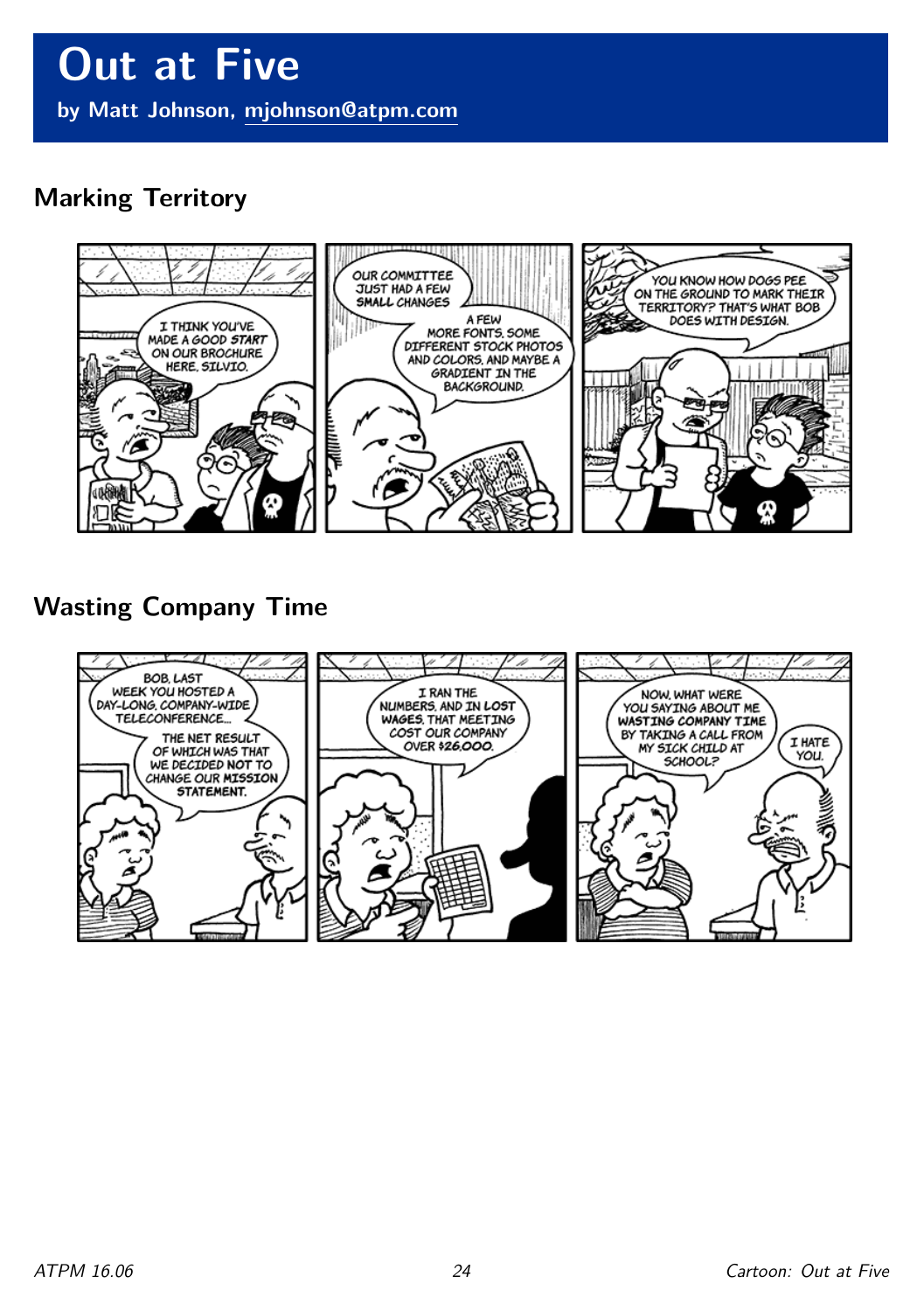# Out at Five

**by Matt Johnson, mjohnson@atpm.com**

## Marking Territory

I THINK YOU'VE MADE A GOOD *START* ON OUR BROCHURE HERE, SILVIO.

OUR COMMITTEE JUST HAD A FEW **SMALL** CHANGES

A FEW MORE FONTS, SOME DIFFERENT STOCK PHOTOS AND COLORS, AND MAYBE A GRADIENT IN THE BACKGROUND.

YOU KNOW HOW DOGS PEE ON THE GROUND TO MARK THEIR TERRITORY? THAT'S WHAT BOB DOES WITH DESIGN.

## Wasting Company Time

BOB, LAST WEEK YOU HOSTED A DAY-LONG, COMPANY-WIDE TELECONFERENCE...

THE NET RESULT OF WHICH WAS THAT WE DECIDED *NOT* TO CHANGE OUR MISSION STATEMENT.

I RAN THE NUMBERS, AND IN *LOST WAGES*, THAT MEETING COST OUR COMPANY OVER $26,000.

NOW, WHAT WERE YOU SAYING ABOUT ME *WASTING COMPANY TIME* BY TAKING A CALL FROM MY SICK CHILD AT SCHOOL?

I HATE YOU.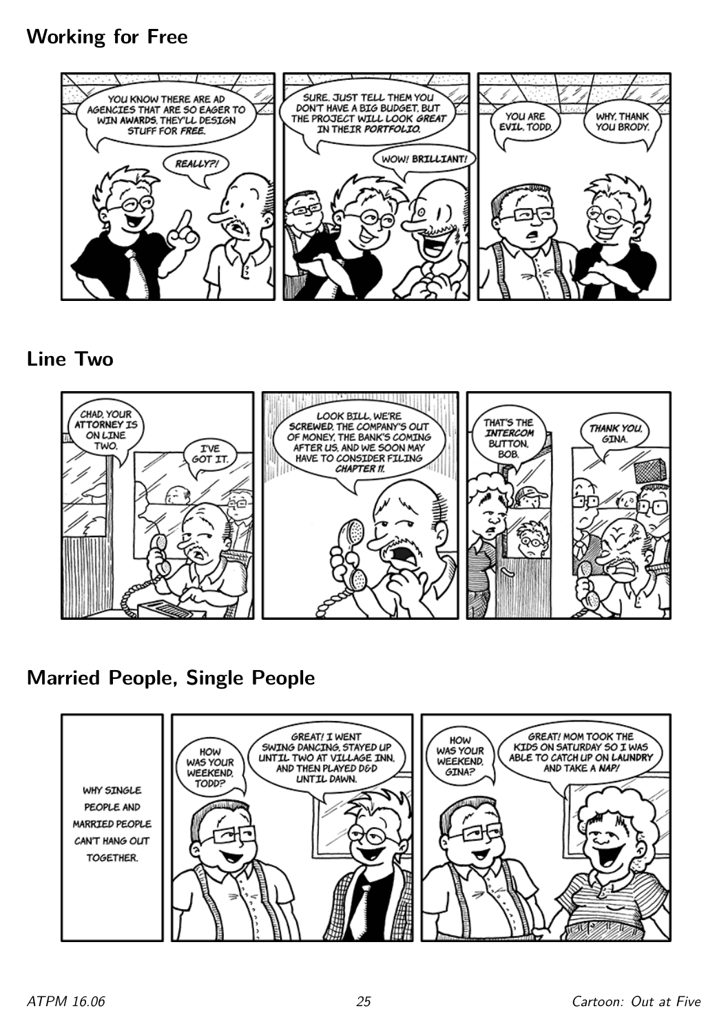## Working for Free

YOU KNOW THERE ARE AD AGENCIES THAT ARE SO EAGER TO WIN **AWARDS**. THEY'LL DESIGN STUFF FOR ***FREE***.

***REALLY?!***

SURE. JUST TELL THEM YOU DON'T HAVE A BIG BUDGET. BUT THE PROJECT **WILL LOOK *GREAT*** IN THEIR ***PORTFOLIO***.

WOW! **BRILLIANT!**

YOU ARE **EVIL**, TODD.

WHY, THANK YOU BRODY.

## Line Two

CHAD, YOUR ATTORNEY IS ON LINE TWO.

I'VE GOT IT.

LOOK BILL, WE'RE **SCREWED**. THE COMPANY'S OUT OF MONEY, THE BANK'S COMING AFTER US, AND WE SOON MAY HAVE TO CONSIDER FILING ***CHAPTER 11***.

THAT'S THE ***INTERCOM*** BUTTON, BOB.

***THANK YOU***, GINA.

## Married People, Single People

WHY SINGLE PEOPLE AND MARRIED PEOPLE CAN'T HANG OUT TOGETHER.

HOW WAS YOUR WEEKEND, TODD?

GREAT! I WENT SWING DANCING, STAYED UP UNTIL TWO AT VILLAGE INN, AND THEN PLAYED D&D UNTIL DAWN.

HOW WAS YOUR WEEKEND, GINA?

GREAT! MOM TOOK THE KIDS ON SATURDAY SO I WAS ABLE TO CATCH UP ON **LAUNDRY** AND TAKE A ***NAP!***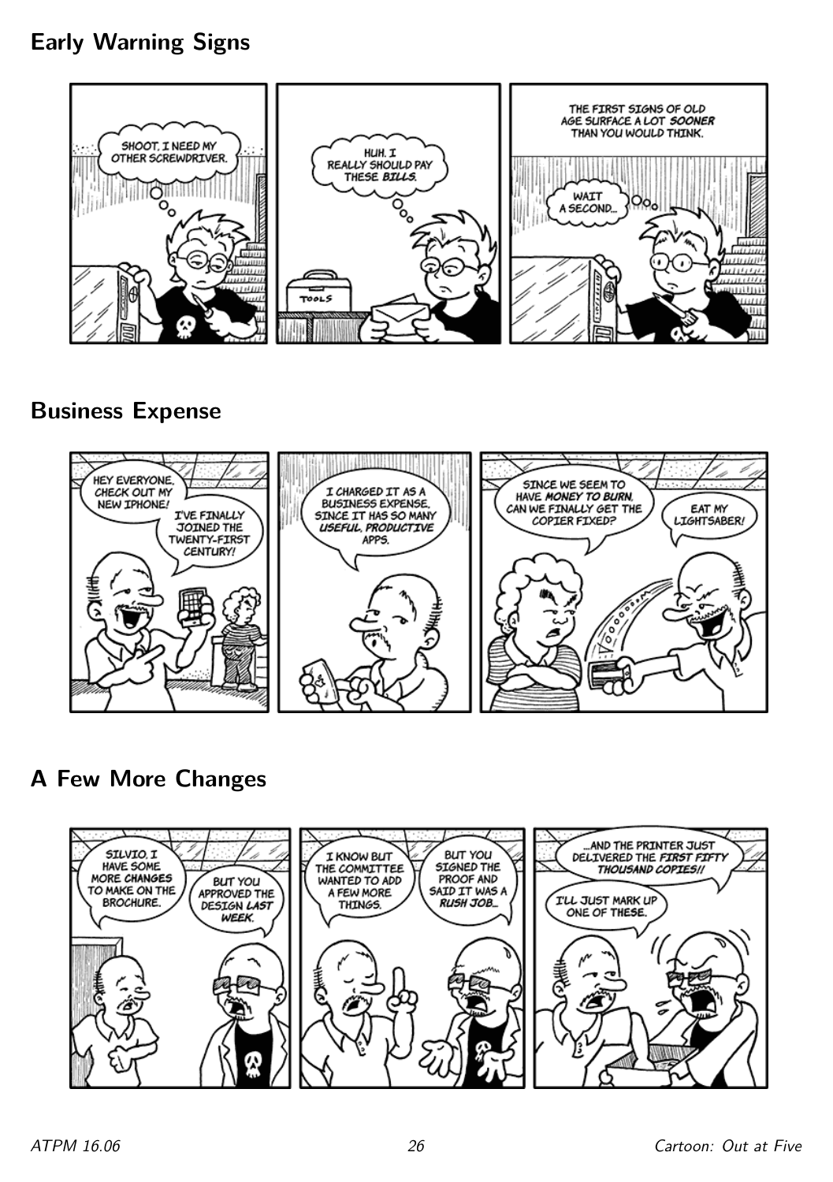## Early Warning Signs

SHOOT. I NEED MY OTHER SCREWDRIVER.

HUH. I REALLY SHOULD PAY THESE *BILLS*.

TOOLS

THE FIRST SIGNS OF OLD AGE SURFACE A LOT *SOONER* THAN YOU WOULD THINK.

WAIT A SECOND...

## Business Expense

HEY EVERYONE. CHECK OUT MY NEW IPHONE!

I'VE FINALLY JOINED THE TWENTY-FIRST CENTURY!

I CHARGED IT AS A BUSINESS EXPENSE, SINCE IT HAS SO MANY *USEFUL, PRODUCTIVE* APPS.

SINCE WE SEEM TO HAVE *MONEY TO BURN*, CAN WE FINALLY GET THE COPIER FIXED?

EAT MY LIGHTSABER!

## A Few More Changes

SILVIO, I HAVE SOME MORE *CHANGES* TO MAKE ON THE BROCHURE.

BUT YOU APPROVED THE DESIGN *LAST WEEK*.

I KNOW BUT THE COMMITTEE WANTED TO ADD A FEW MORE THINGS.

BUT YOU SIGNED THE PROOF AND SAID IT WAS A *RUSH JOB*...

...AND THE PRINTER JUST DELIVERED THE *FIRST FIFTY THOUSAND COPIES!!*

I'LL JUST MARK UP ONE OF THESE.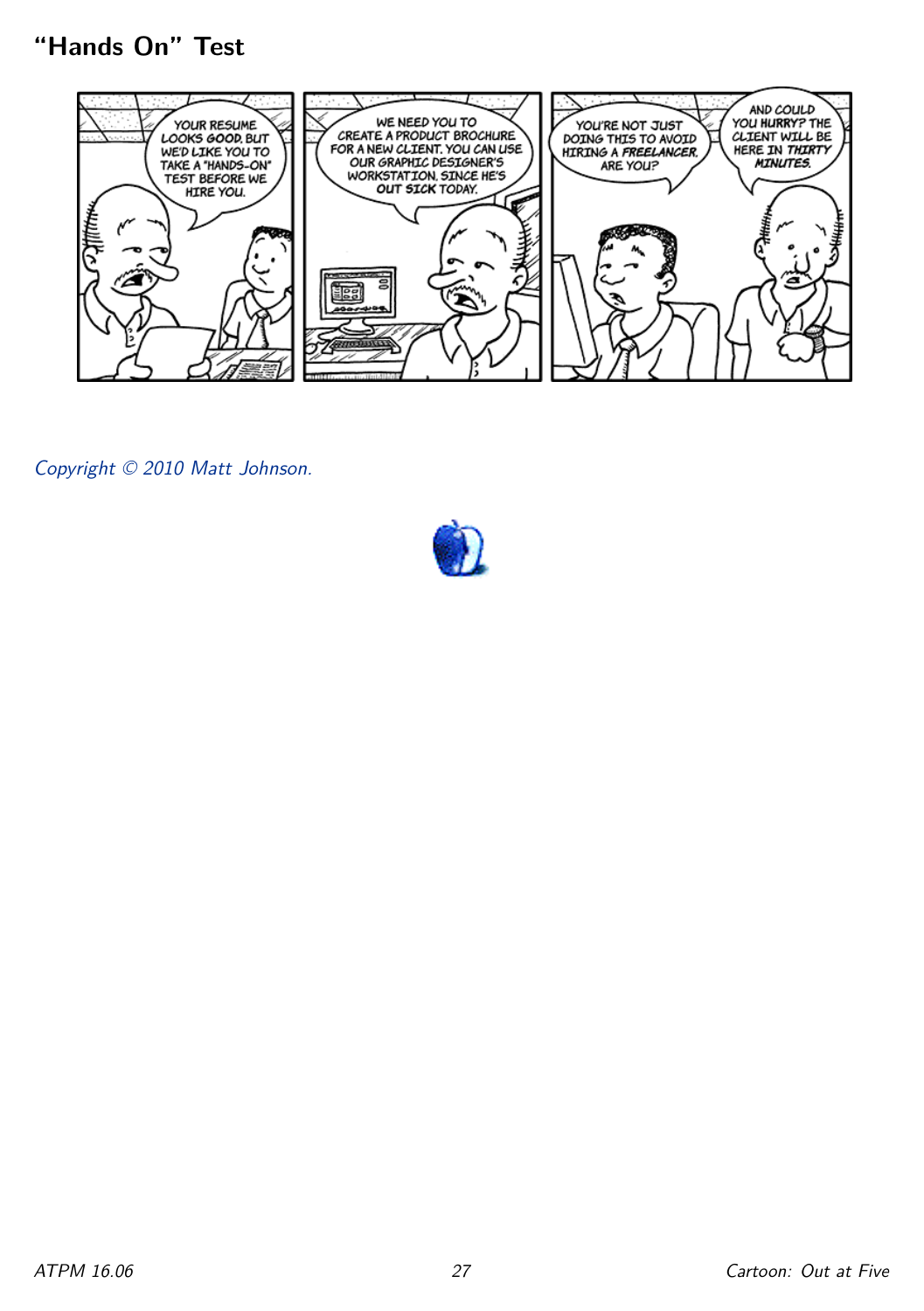## "Hands On" Test

YOUR RESUME LOOKS GOOD, BUT WE'D LIKE YOU TO TAKE A "HANDS-ON" TEST BEFORE WE HIRE YOU.

WE NEED YOU TO CREATE A PRODUCT BROCHURE FOR A NEW CLIENT. YOU CAN USE OUR GRAPHIC DESIGNER'S WORKSTATION, SINCE HE'S OUT *SICK* TODAY.

YOU'RE NOT JUST DOING THIS TO AVOID HIRING A *FREELANCER*, ARE YOU?

AND COULD YOU HURRY? THE CLIENT WILL BE HERE IN *THIRTY MINUTES*.

*Copyright © 2010 Matt Johnson.*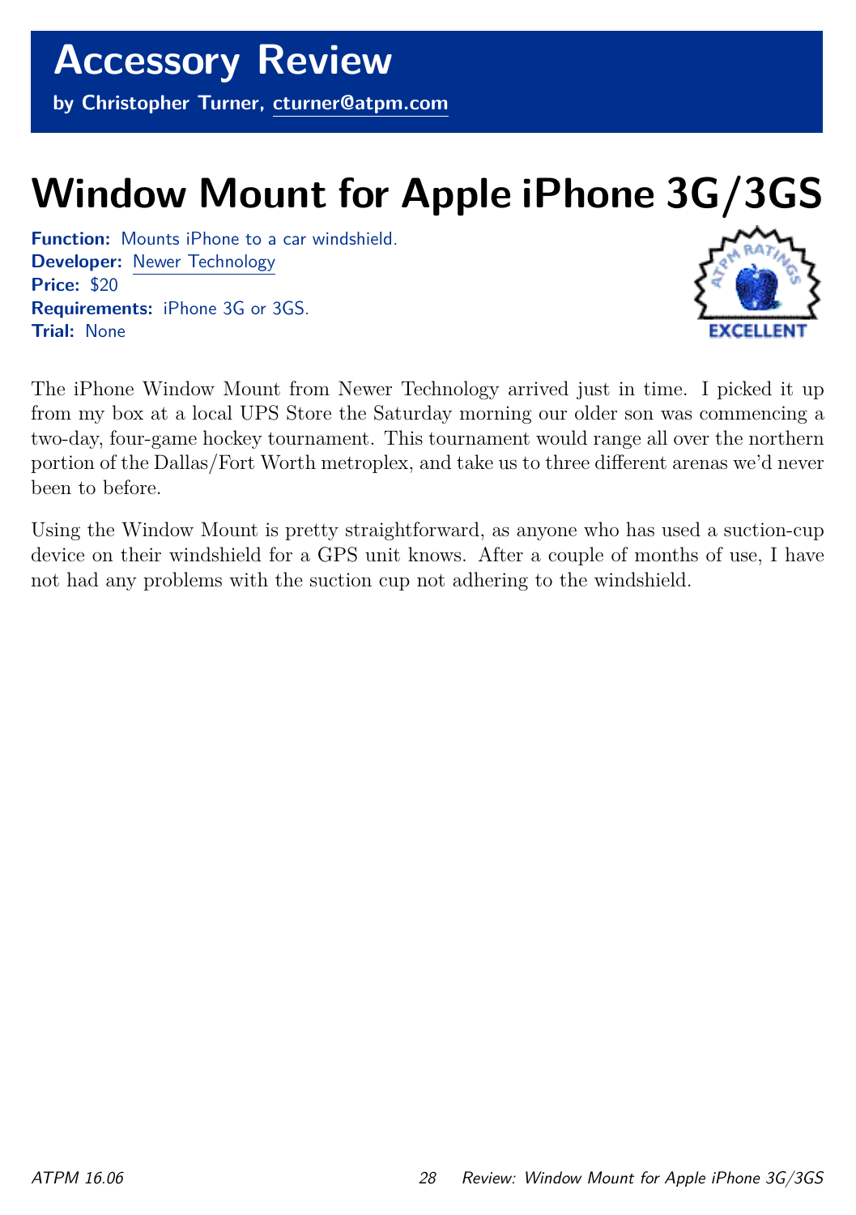# Accessory Review

**by Christopher Turner, cturner@atpm.com**

# Window Mount for Apple iPhone 3G/3GS

**Function:** Mounts iPhone to a car windshield.
**Developer:** Newer Technology
**Price:** $20
**Requirements:** iPhone 3G or 3GS.
**Trial:** None

ATPM RATINGS: EXCELLENT

The iPhone Window Mount from Newer Technology arrived just in time. I picked it up from my box at a local UPS Store the Saturday morning our older son was commencing a two-day, four-game hockey tournament. This tournament would range all over the northern portion of the Dallas/Fort Worth metroplex, and take us to three different arenas we'd never been to before.

Using the Window Mount is pretty straightforward, as anyone who has used a suction-cup device on their windshield for a GPS unit knows. After a couple of months of use, I have not had any problems with the suction cup not adhering to the windshield.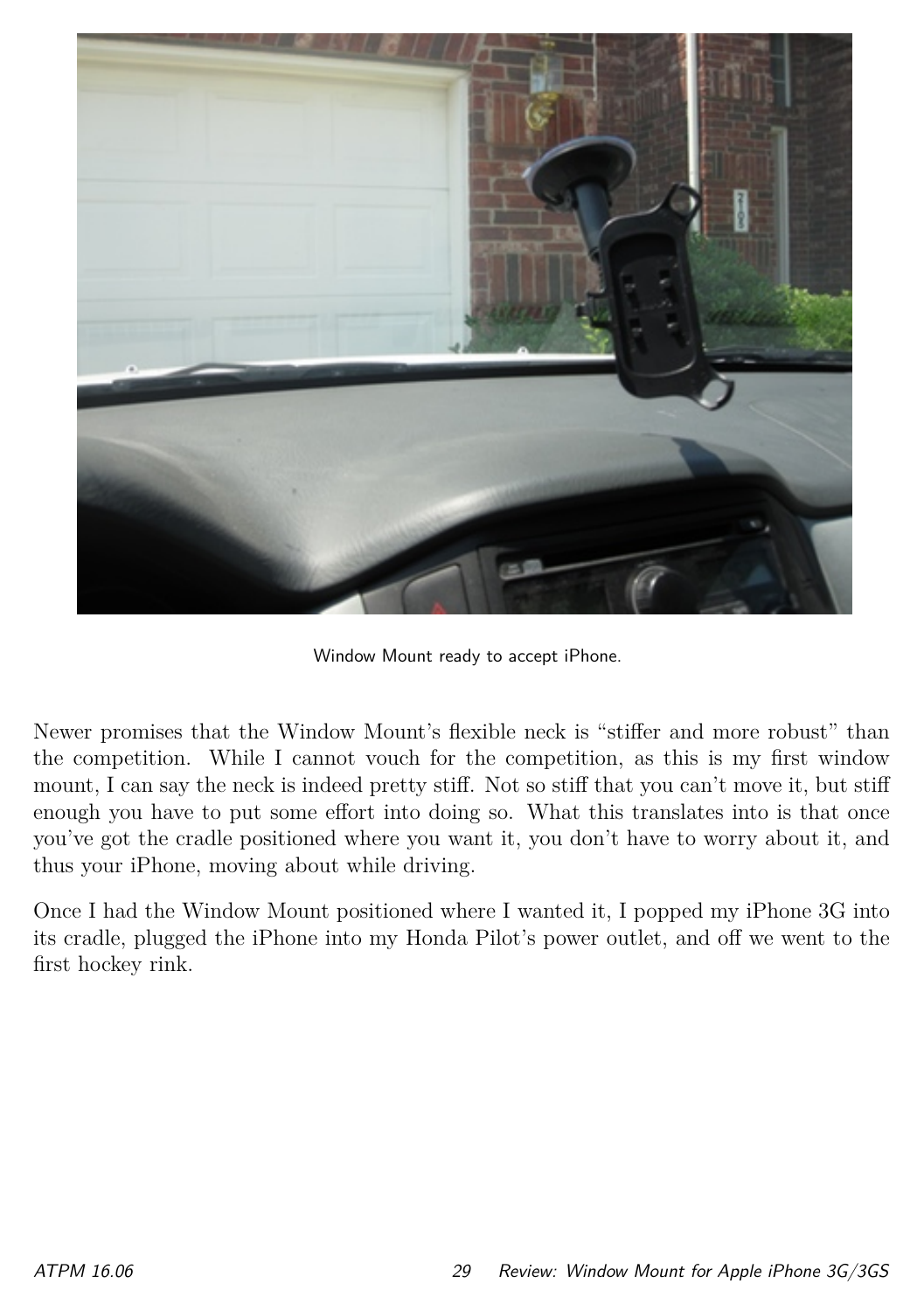Window Mount ready to accept iPhone.

Newer promises that the Window Mount's flexible neck is "stiffer and more robust" than the competition. While I cannot vouch for the competition, as this is my first window mount, I can say the neck is indeed pretty stiff. Not so stiff that you can't move it, but stiff enough you have to put some effort into doing so. What this translates into is that once you've got the cradle positioned where you want it, you don't have to worry about it, and thus your iPhone, moving about while driving.

Once I had the Window Mount positioned where I wanted it, I popped my iPhone 3G into its cradle, plugged the iPhone into my Honda Pilot's power outlet, and off we went to the first hockey rink.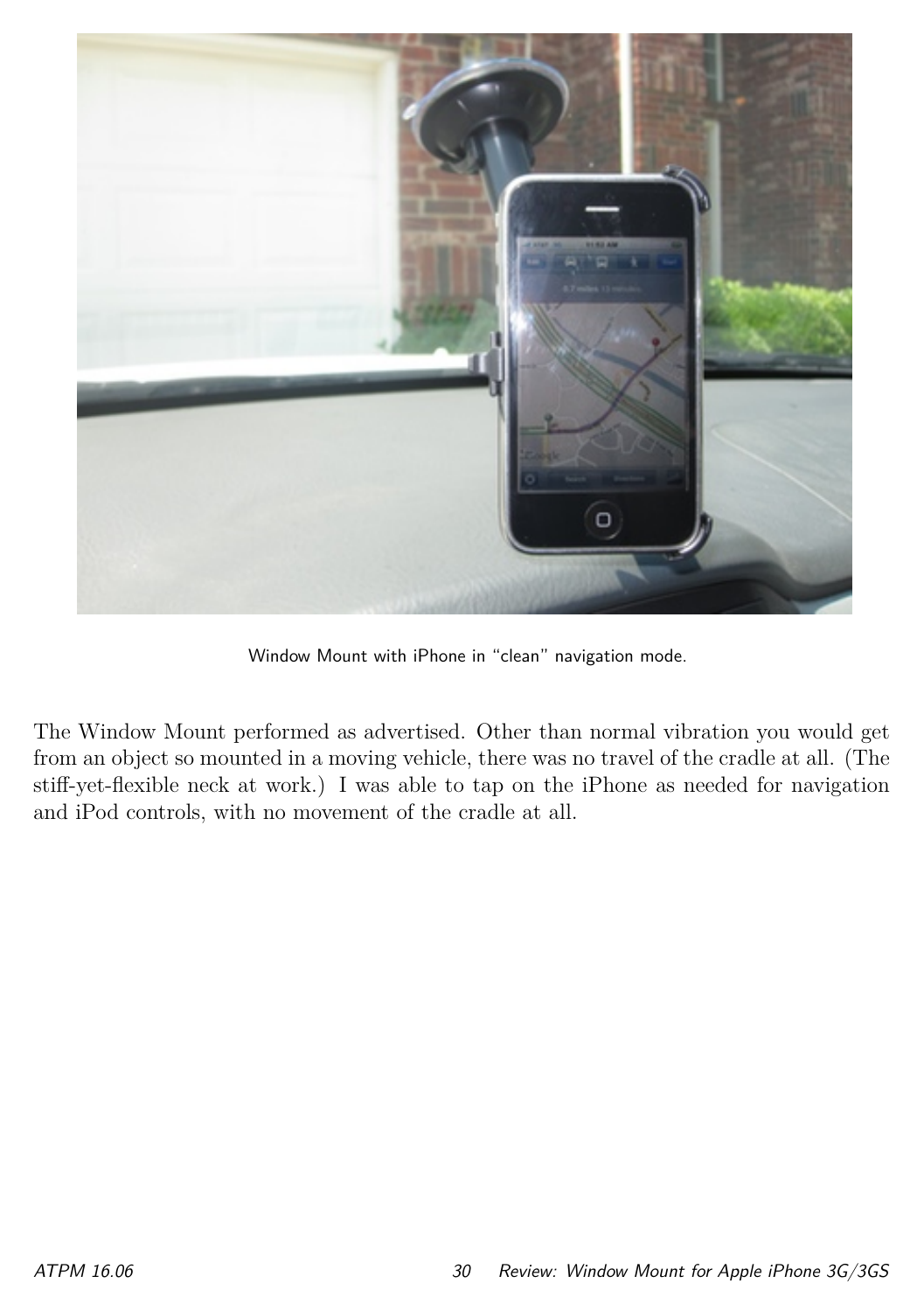Window Mount with iPhone in "clean" navigation mode.

The Window Mount performed as advertised. Other than normal vibration you would get from an object so mounted in a moving vehicle, there was no travel of the cradle at all. (The stiff-yet-flexible neck at work.) I was able to tap on the iPhone as needed for navigation and iPod controls, with no movement of the cradle at all.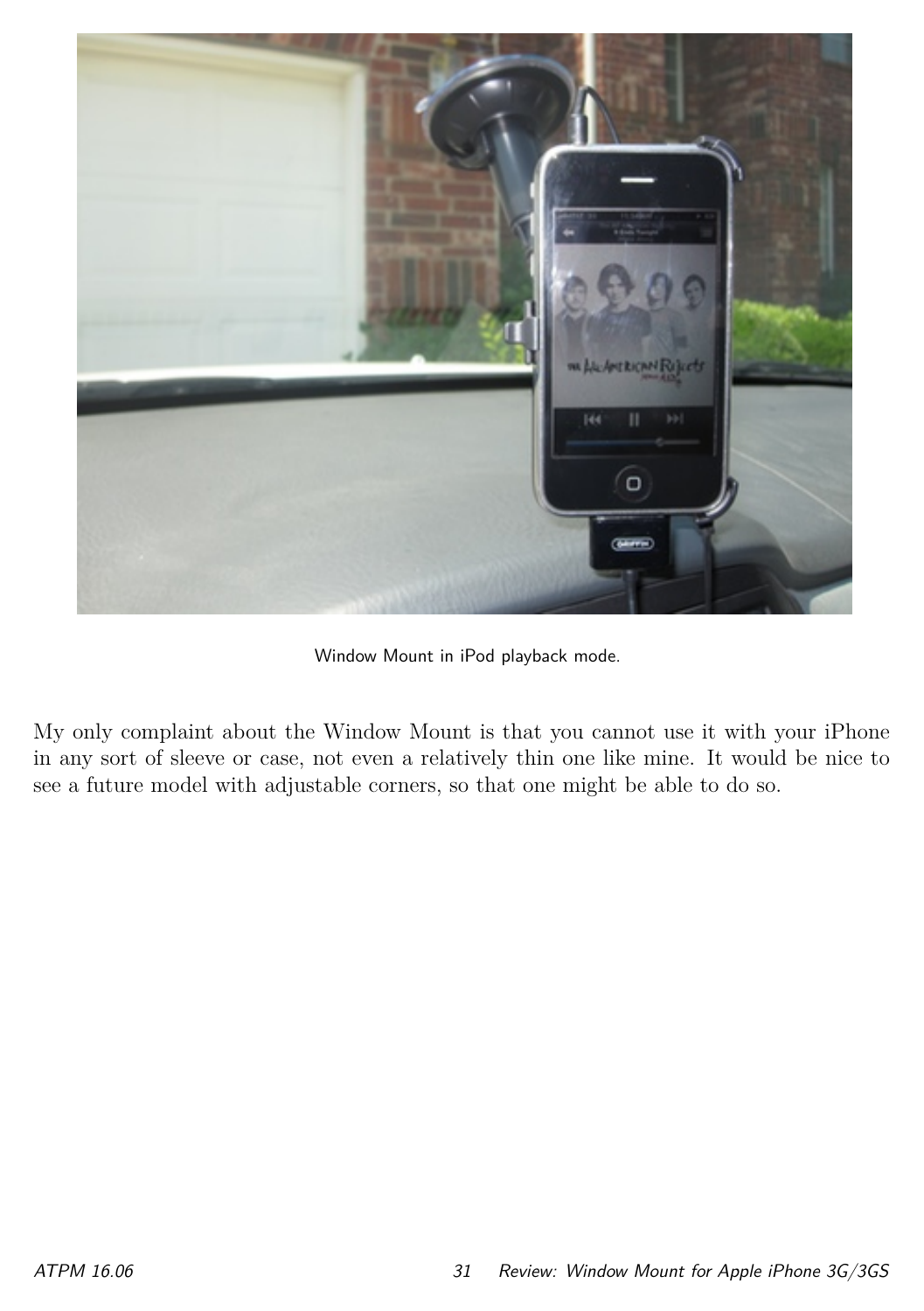Window Mount in iPod playback mode.

My only complaint about the Window Mount is that you cannot use it with your iPhone in any sort of sleeve or case, not even a relatively thin one like mine. It would be nice to see a future model with adjustable corners, so that one might be able to do so.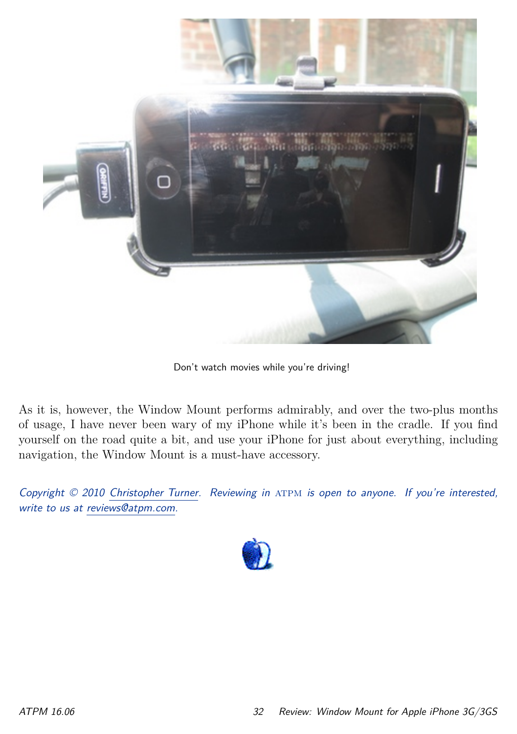Don't watch movies while you're driving!

As it is, however, the Window Mount performs admirably, and over the two-plus months of usage, I have never been wary of my iPhone while it's been in the cradle. If you find yourself on the road quite a bit, and use your iPhone for just about everything, including navigation, the Window Mount is a must-have accessory.

*Copyright © 2010 Christopher Turner. Reviewing in ATPM is open to anyone. If you're interested, write to us at reviews@atpm.com.*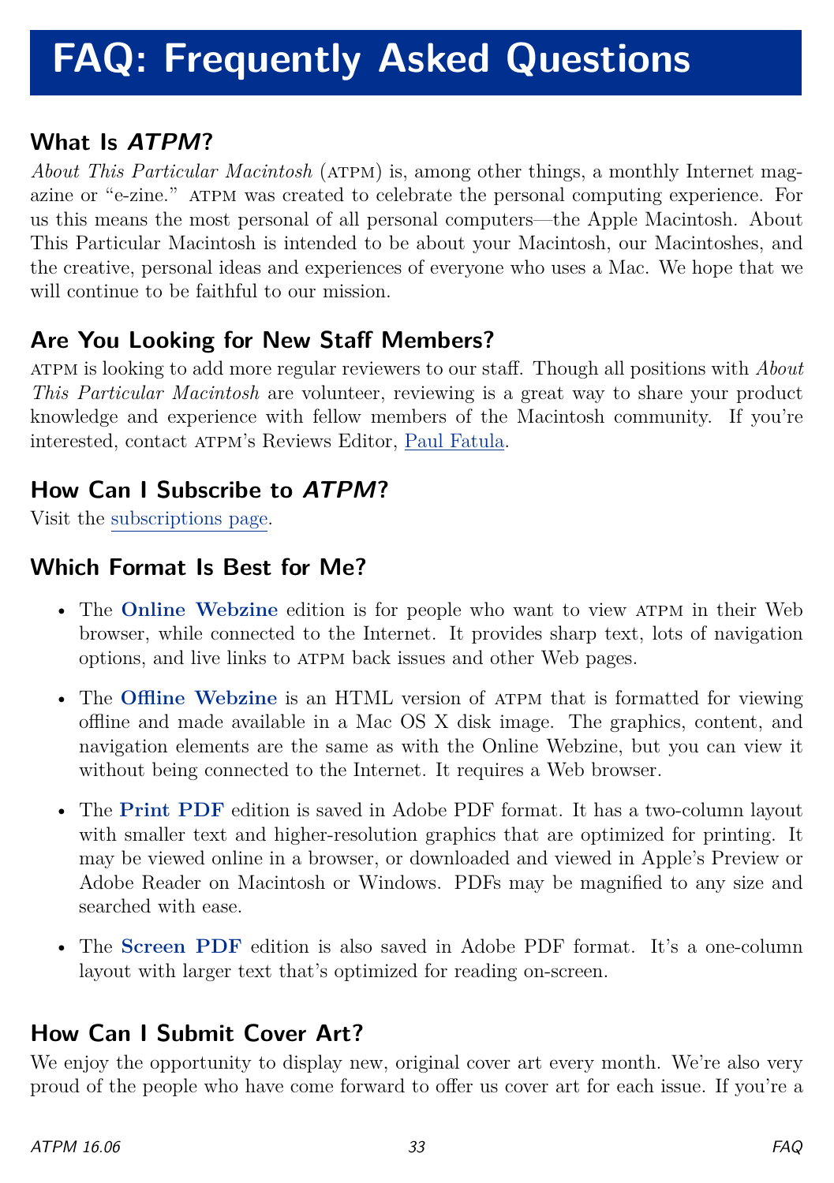# FAQ: Frequently Asked Questions

## What Is *ATPM*?

*About This Particular Macintosh* (ATPM) is, among other things, a monthly Internet magazine or "e-zine." ATPM was created to celebrate the personal computing experience. For us this means the most personal of all personal computers—the Apple Macintosh. About This Particular Macintosh is intended to be about your Macintosh, our Macintoshes, and the creative, personal ideas and experiences of everyone who uses a Mac. We hope that we will continue to be faithful to our mission.

## Are You Looking for New Staff Members?

ATPM is looking to add more regular reviewers to our staff. Though all positions with *About This Particular Macintosh* are volunteer, reviewing is a great way to share your product knowledge and experience with fellow members of the Macintosh community. If you're interested, contact ATPM's Reviews Editor, Paul Fatula.

## How Can I Subscribe to *ATPM*?

Visit the subscriptions page.

## Which Format Is Best for Me?

- The **Online Webzine** edition is for people who want to view ATPM in their Web browser, while connected to the Internet. It provides sharp text, lots of navigation options, and live links to ATPM back issues and other Web pages.
- The **Offline Webzine** is an HTML version of ATPM that is formatted for viewing offline and made available in a Mac OS X disk image. The graphics, content, and navigation elements are the same as with the Online Webzine, but you can view it without being connected to the Internet. It requires a Web browser.
- The **Print PDF** edition is saved in Adobe PDF format. It has a two-column layout with smaller text and higher-resolution graphics that are optimized for printing. It may be viewed online in a browser, or downloaded and viewed in Apple's Preview or Adobe Reader on Macintosh or Windows. PDFs may be magnified to any size and searched with ease.
- The **Screen PDF** edition is also saved in Adobe PDF format. It's a one-column layout with larger text that's optimized for reading on-screen.

## How Can I Submit Cover Art?

We enjoy the opportunity to display new, original cover art every month. We're also very proud of the people who have come forward to offer us cover art for each issue. If you're a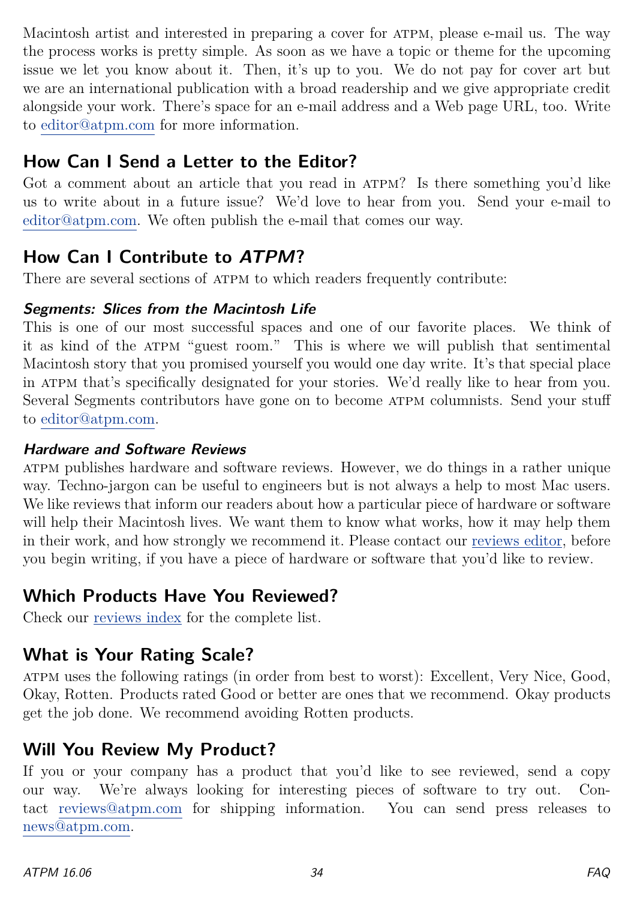Macintosh artist and interested in preparing a cover for ATPM, please e-mail us. The way the process works is pretty simple. As soon as we have a topic or theme for the upcoming issue we let you know about it. Then, it's up to you. We do not pay for cover art but we are an international publication with a broad readership and we give appropriate credit alongside your work. There's space for an e-mail address and a Web page URL, too. Write to editor@atpm.com for more information.

## How Can I Send a Letter to the Editor?

Got a comment about an article that you read in ATPM? Is there something you'd like us to write about in a future issue? We'd love to hear from you. Send your e-mail to editor@atpm.com. We often publish the e-mail that comes our way.

## How Can I Contribute to *ATPM*?

There are several sections of ATPM to which readers frequently contribute:

### *Segments: Slices from the Macintosh Life*

This is one of our most successful spaces and one of our favorite places. We think of it as kind of the ATPM "guest room." This is where we will publish that sentimental Macintosh story that you promised yourself you would one day write. It's that special place in ATPM that's specifically designated for your stories. We'd really like to hear from you. Several Segments contributors have gone on to become ATPM columnists. Send your stuff to editor@atpm.com.

### *Hardware and Software Reviews*

ATPM publishes hardware and software reviews. However, we do things in a rather unique way. Techno-jargon can be useful to engineers but is not always a help to most Mac users. We like reviews that inform our readers about how a particular piece of hardware or software will help their Macintosh lives. We want them to know what works, how it may help them in their work, and how strongly we recommend it. Please contact our reviews editor, before you begin writing, if you have a piece of hardware or software that you'd like to review.

## Which Products Have You Reviewed?

Check our reviews index for the complete list.

## What is Your Rating Scale?

ATPM uses the following ratings (in order from best to worst): Excellent, Very Nice, Good, Okay, Rotten. Products rated Good or better are ones that we recommend. Okay products get the job done. We recommend avoiding Rotten products.

## Will You Review My Product?

If you or your company has a product that you'd like to see reviewed, send a copy our way. We're always looking for interesting pieces of software to try out. Contact reviews@atpm.com for shipping information. You can send press releases to news@atpm.com.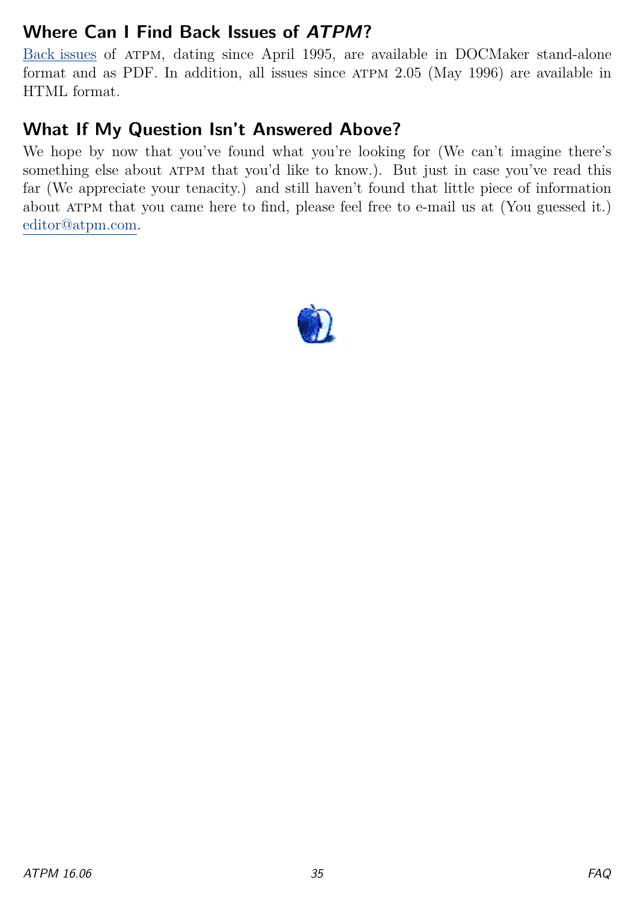## Where Can I Find Back Issues of *ATPM*?

Back issues of ATPM, dating since April 1995, are available in DOCMaker stand-alone format and as PDF. In addition, all issues since ATPM 2.05 (May 1996) are available in HTML format.

## What If My Question Isn't Answered Above?

We hope by now that you've found what you're looking for (We can't imagine there's something else about ATPM that you'd like to know.). But just in case you've read this far (We appreciate your tenacity.) and still haven't found that little piece of information about ATPM that you came here to find, please feel free to e-mail us at (You guessed it.) editor@atpm.com.